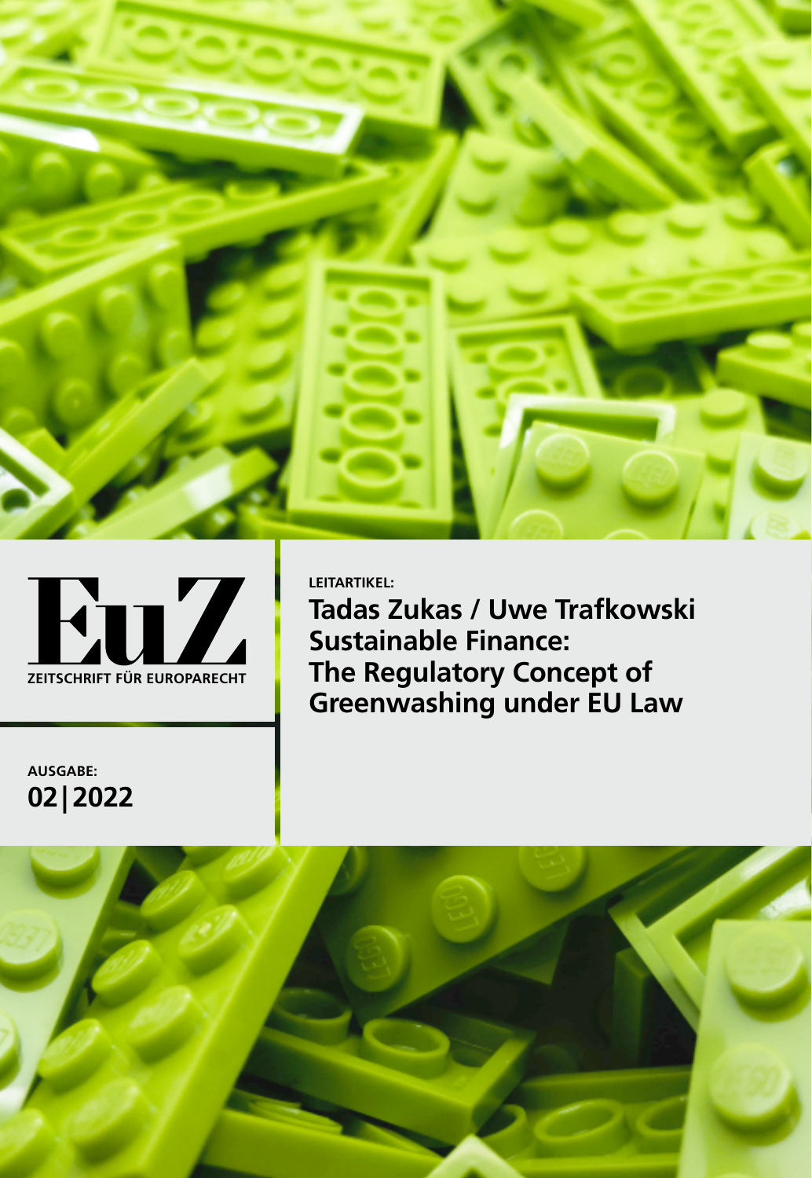# EuZ

ZEITSCHRIFT FÜR EUROPARECHT

LEITARTIKEL:

## Tadas Zukas / Uwe Trafkowski
## Sustainable Finance: The Regulatory Concept of Greenwashing under EU Law

AUSGABE:

**02|2022**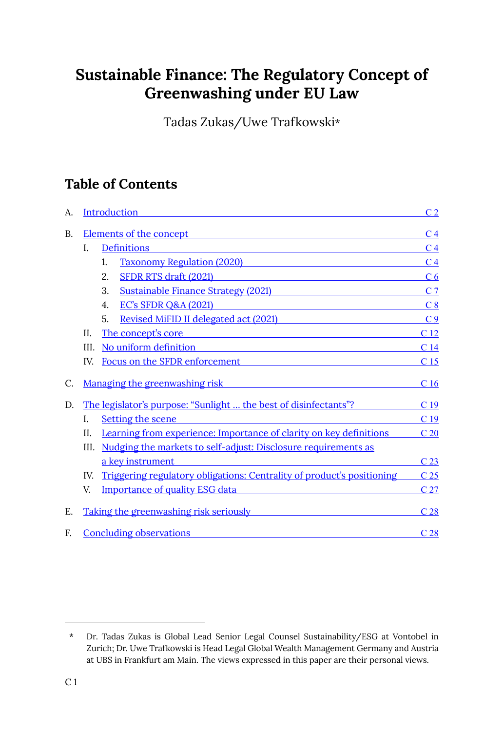# Sustainable Finance: The Regulatory Concept of Greenwashing under EU Law

Tadas Zukas/Uwe Trafkowski*

## Table of Contents

A. Introduction — C 2

B. Elements of the concept — C 4
- I. Definitions — C 4
  - 1. Taxonomy Regulation (2020) — C 4
  - 2. SFDR RTS draft (2021) — C 6
  - 3. Sustainable Finance Strategy (2021) — C 7
  - 4. EC's SFDR Q&A (2021) — C 8
  - 5. Revised MiFID II delegated act (2021) — C 9
- II. The concept's core — C 12
- III. No uniform definition — C 14
- IV. Focus on the SFDR enforcement — C 15

C. Managing the greenwashing risk — C 16

D. The legislator's purpose: "Sunlight … the best of disinfectants"? — C 19
- I. Setting the scene — C 19
- II. Learning from experience: Importance of clarity on key definitions — C 20
- III. Nudging the markets to self-adjust: Disclosure requirements as a key instrument — C 23
- IV. Triggering regulatory obligations: Centrality of product's positioning — C 25
- V. Importance of quality ESG data — C 27

E. Taking the greenwashing risk seriously — C 28

F. Concluding observations — C 28

---

* Dr. Tadas Zukas is Global Lead Senior Legal Counsel Sustainability/ESG at Vontobel in Zurich; Dr. Uwe Trafkowski is Head Legal Global Wealth Management Germany and Austria at UBS in Frankfurt am Main. The views expressed in this paper are their personal views.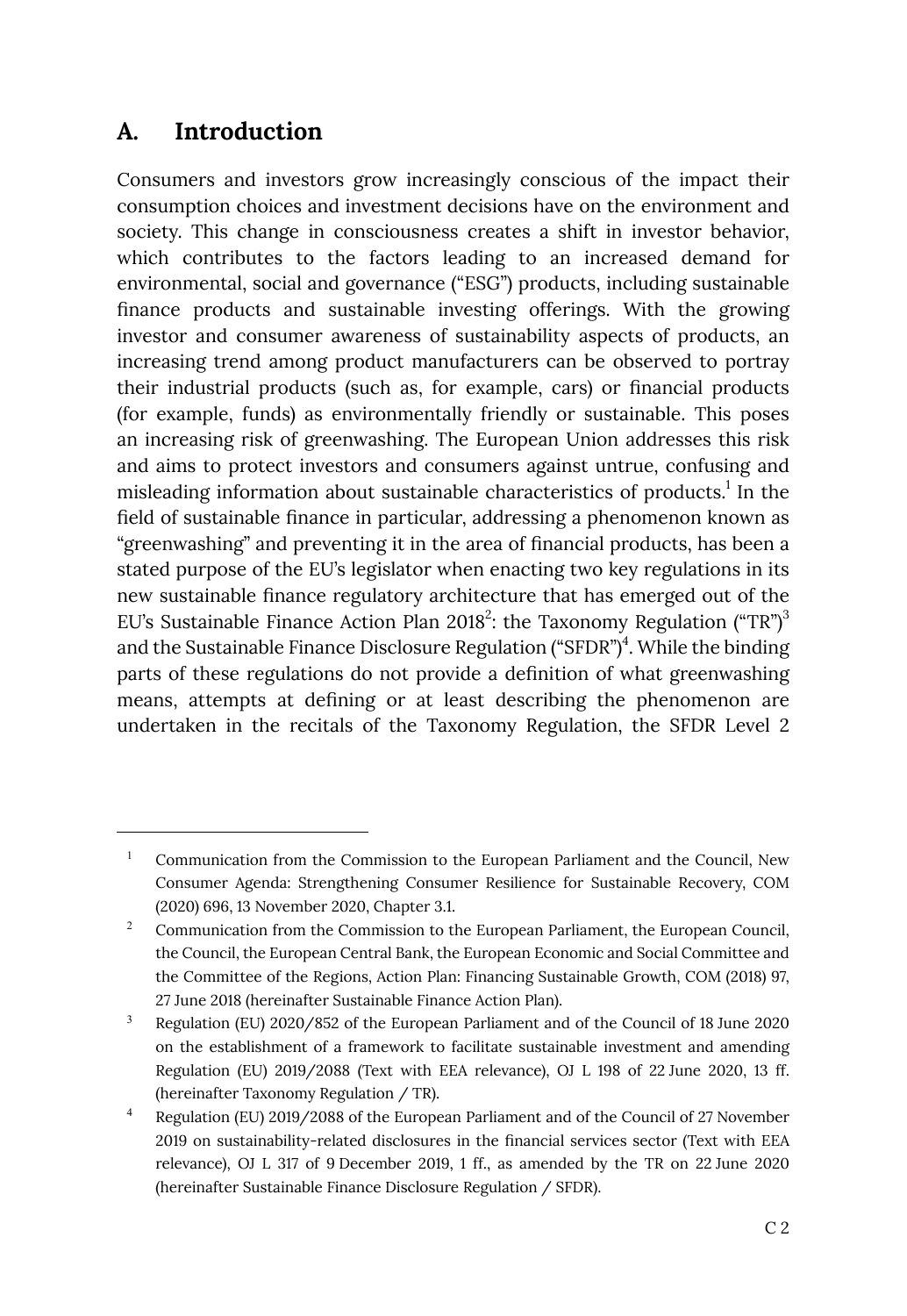## A. Introduction

Consumers and investors grow increasingly conscious of the impact their consumption choices and investment decisions have on the environment and society. This change in consciousness creates a shift in investor behavior, which contributes to the factors leading to an increased demand for environmental, social and governance ("ESG") products, including sustainable finance products and sustainable investing offerings. With the growing investor and consumer awareness of sustainability aspects of products, an increasing trend among product manufacturers can be observed to portray their industrial products (such as, for example, cars) or financial products (for example, funds) as environmentally friendly or sustainable. This poses an increasing risk of greenwashing. The European Union addresses this risk and aims to protect investors and consumers against untrue, confusing and misleading information about sustainable characteristics of products.[1] In the field of sustainable finance in particular, addressing a phenomenon known as "greenwashing" and preventing it in the area of financial products, has been a stated purpose of the EU's legislator when enacting two key regulations in its new sustainable finance regulatory architecture that has emerged out of the EU's Sustainable Finance Action Plan 2018[2]: the Taxonomy Regulation ("TR")[3] and the Sustainable Finance Disclosure Regulation ("SFDR")[4]. While the binding parts of these regulations do not provide a definition of what greenwashing means, attempts at defining or at least describing the phenomenon are undertaken in the recitals of the Taxonomy Regulation, the SFDR Level 2

---

[1] Communication from the Commission to the European Parliament and the Council, New Consumer Agenda: Strengthening Consumer Resilience for Sustainable Recovery, COM (2020) 696, 13 November 2020, Chapter 3.1.

[2] Communication from the Commission to the European Parliament, the European Council, the Council, the European Central Bank, the European Economic and Social Committee and the Committee of the Regions, Action Plan: Financing Sustainable Growth, COM (2018) 97, 27 June 2018 (hereinafter Sustainable Finance Action Plan).

[3] Regulation (EU) 2020/852 of the European Parliament and of the Council of 18 June 2020 on the establishment of a framework to facilitate sustainable investment and amending Regulation (EU) 2019/2088 (Text with EEA relevance), OJ L 198 of 22 June 2020, 13 ff. (hereinafter Taxonomy Regulation / TR).

[4] Regulation (EU) 2019/2088 of the European Parliament and of the Council of 27 November 2019 on sustainability-related disclosures in the financial services sector (Text with EEA relevance), OJ L 317 of 9 December 2019, 1 ff., as amended by the TR on 22 June 2020 (hereinafter Sustainable Finance Disclosure Regulation / SFDR).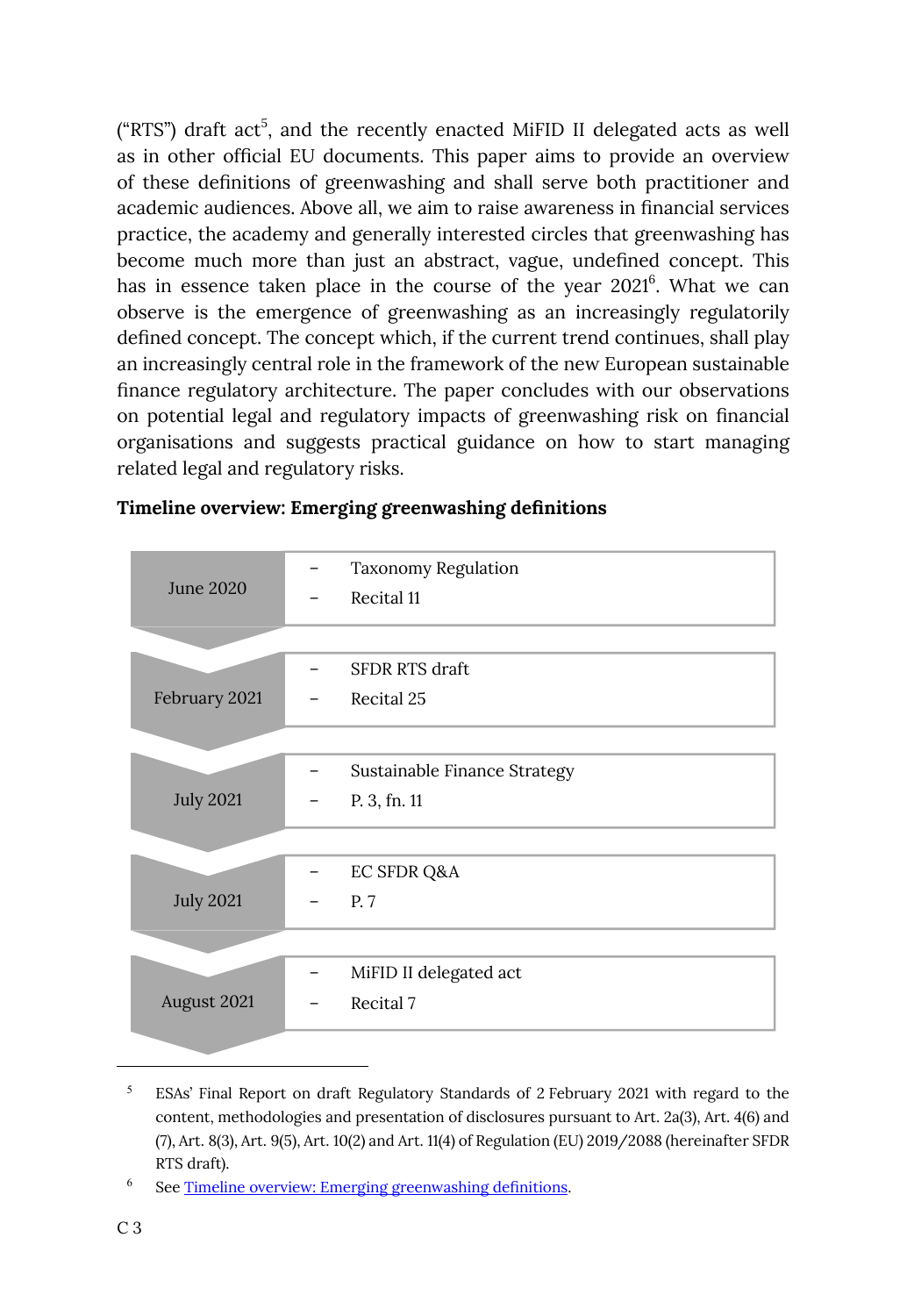("RTS") draft act[5], and the recently enacted MiFID II delegated acts as well as in other official EU documents. This paper aims to provide an overview of these definitions of greenwashing and shall serve both practitioner and academic audiences. Above all, we aim to raise awareness in financial services practice, the academy and generally interested circles that greenwashing has become much more than just an abstract, vague, undefined concept. This has in essence taken place in the course of the year 2021[6]. What we can observe is the emergence of greenwashing as an increasingly regulatorily defined concept. The concept which, if the current trend continues, shall play an increasingly central role in the framework of the new European sustainable finance regulatory architecture. The paper concludes with our observations on potential legal and regulatory impacts of greenwashing risk on financial organisations and suggests practical guidance on how to start managing related legal and regulatory risks.

**Timeline overview: Emerging greenwashing definitions**

| Date | Source |
| --- | --- |
| June 2020 | – Taxonomy Regulation<br>– Recital 11 |
| February 2021 | – SFDR RTS draft<br>– Recital 25 |
| July 2021 | – Sustainable Finance Strategy<br>– P. 3, fn. 11 |
| July 2021 | – EC SFDR Q&A<br>– P. 7 |
| August 2021 | – MiFID II delegated act<br>– Recital 7 |

---

[5] ESAs' Final Report on draft Regulatory Standards of 2 February 2021 with regard to the content, methodologies and presentation of disclosures pursuant to Art. 2a(3), Art. 4(6) and (7), Art. 8(3), Art. 9(5), Art. 10(2) and Art. 11(4) of Regulation (EU) 2019/2088 (hereinafter SFDR RTS draft).

[6] See Timeline overview: Emerging greenwashing definitions.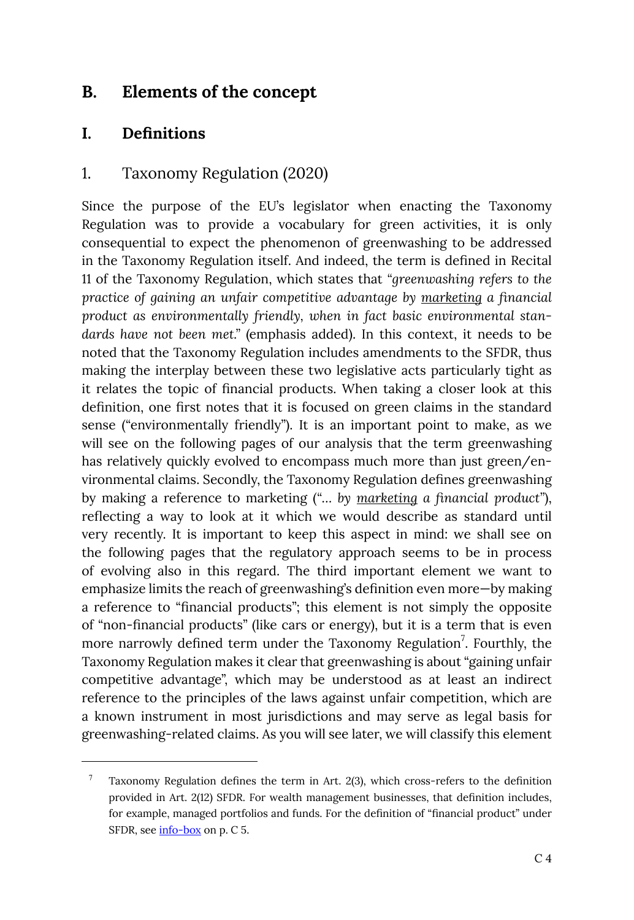## B. Elements of the concept

### I. Definitions

#### 1. Taxonomy Regulation (2020)

Since the purpose of the EU's legislator when enacting the Taxonomy Regulation was to provide a vocabulary for green activities, it is only consequential to expect the phenomenon of greenwashing to be addressed in the Taxonomy Regulation itself. And indeed, the term is defined in Recital 11 of the Taxonomy Regulation, which states that "*greenwashing refers to the practice of gaining an unfair competitive advantage by <u>marketing</u> a financial product as environmentally friendly, when in fact basic environmental standards have not been met.*" (emphasis added). In this context, it needs to be noted that the Taxonomy Regulation includes amendments to the SFDR, thus making the interplay between these two legislative acts particularly tight as it relates the topic of financial products. When taking a closer look at this definition, one first notes that it is focused on green claims in the standard sense ("environmentally friendly"). It is an important point to make, as we will see on the following pages of our analysis that the term greenwashing has relatively quickly evolved to encompass much more than just green/environmental claims. Secondly, the Taxonomy Regulation defines greenwashing by making a reference to marketing ("… *by <u>marketing</u> a financial product*"), reflecting a way to look at it which we would describe as standard until very recently. It is important to keep this aspect in mind: we shall see on the following pages that the regulatory approach seems to be in process of evolving also in this regard. The third important element we want to emphasize limits the reach of greenwashing's definition even more—by making a reference to "financial products"; this element is not simply the opposite of "non-financial products" (like cars or energy), but it is a term that is even more narrowly defined term under the Taxonomy Regulation[7]. Fourthly, the Taxonomy Regulation makes it clear that greenwashing is about "gaining unfair competitive advantage", which may be understood as at least an indirect reference to the principles of the laws against unfair competition, which are a known instrument in most jurisdictions and may serve as legal basis for greenwashing-related claims. As you will see later, we will classify this element

---

[7] Taxonomy Regulation defines the term in Art. 2(3), which cross-refers to the definition provided in Art. 2(12) SFDR. For wealth management businesses, that definition includes, for example, managed portfolios and funds. For the definition of "financial product" under SFDR, see info-box on p. C 5.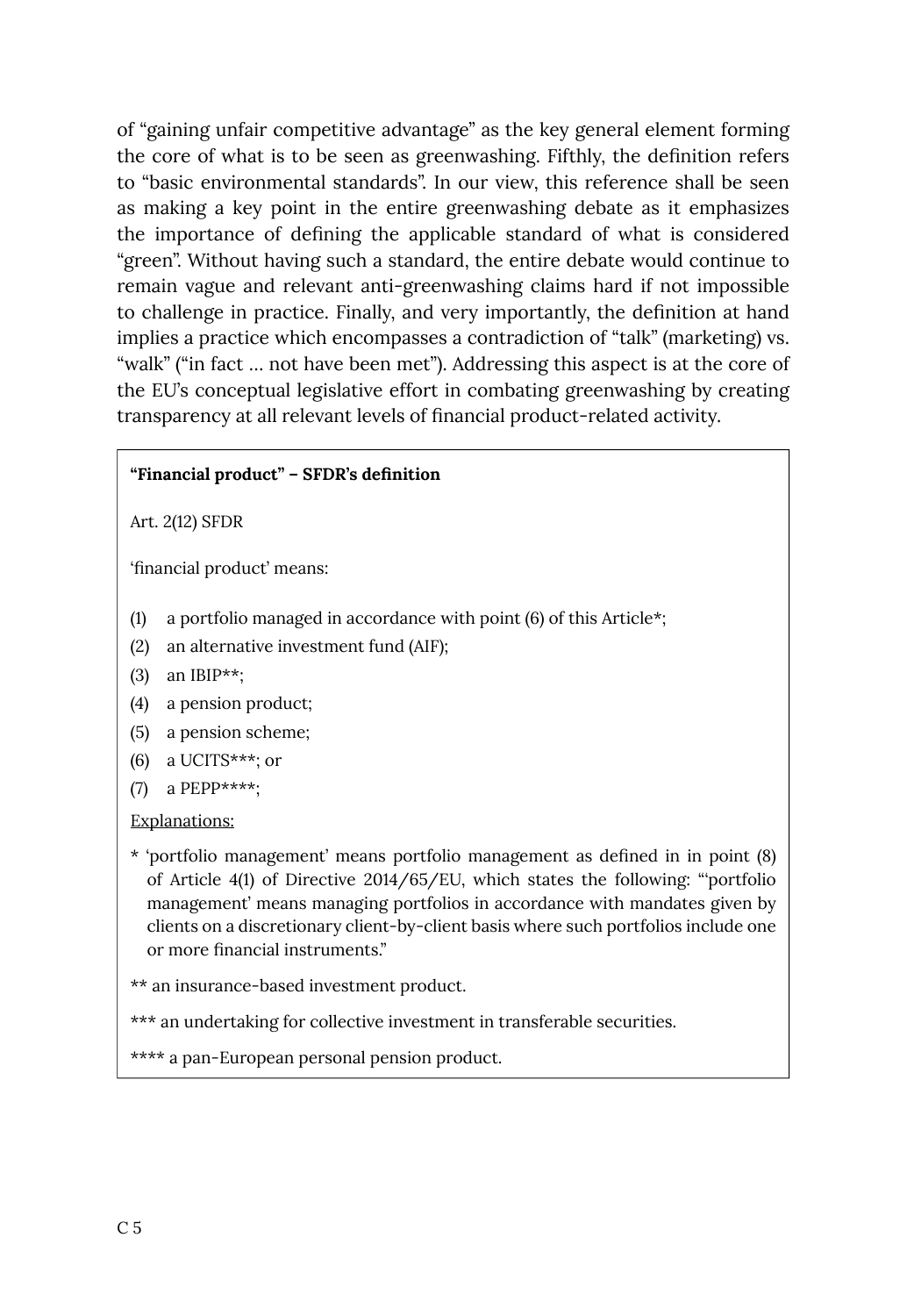of "gaining unfair competitive advantage" as the key general element forming the core of what is to be seen as greenwashing. Fifthly, the definition refers to "basic environmental standards". In our view, this reference shall be seen as making a key point in the entire greenwashing debate as it emphasizes the importance of defining the applicable standard of what is considered "green". Without having such a standard, the entire debate would continue to remain vague and relevant anti-greenwashing claims hard if not impossible to challenge in practice. Finally, and very importantly, the definition at hand implies a practice which encompasses a contradiction of "talk" (marketing) vs. "walk" ("in fact … not have been met"). Addressing this aspect is at the core of the EU's conceptual legislative effort in combating greenwashing by creating transparency at all relevant levels of financial product-related activity.

> **"Financial product" – SFDR's definition**
>
> Art. 2(12) SFDR
>
> 'financial product' means:
>
> (1) a portfolio managed in accordance with point (6) of this Article*;
> (2) an alternative investment fund (AIF);
> (3) an IBIP**;
> (4) a pension product;
> (5) a pension scheme;
> (6) a UCITS***; or
> (7) a PEPP****;
>
> <u>Explanations:</u>
>
> * 'portfolio management' means portfolio management as defined in in point (8) of Article 4(1) of Directive 2014/65/EU, which states the following: "'portfolio management' means managing portfolios in accordance with mandates given by clients on a discretionary client-by-client basis where such portfolios include one or more financial instruments."
>
> ** an insurance-based investment product.
>
> *** an undertaking for collective investment in transferable securities.
>
> **** a pan-European personal pension product.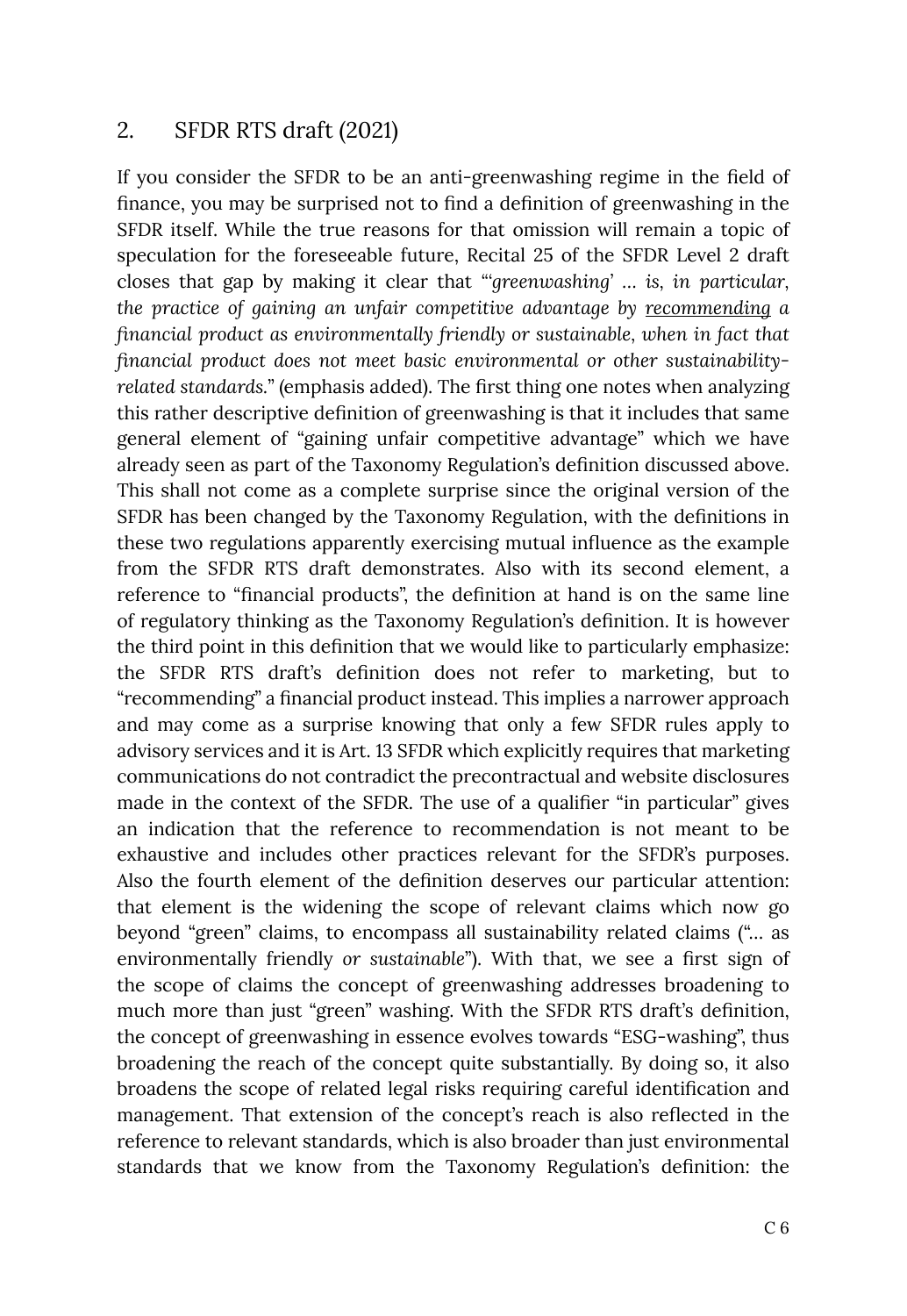## 2. SFDR RTS draft (2021)

If you consider the SFDR to be an anti-greenwashing regime in the field of finance, you may be surprised not to find a definition of greenwashing in the SFDR itself. While the true reasons for that omission will remain a topic of speculation for the foreseeable future, Recital 25 of the SFDR Level 2 draft closes that gap by making it clear that "'*greenwashing' … is, in particular, the practice of gaining an unfair competitive advantage by* <u>*recommending*</u> *a financial product as environmentally friendly or sustainable, when in fact that financial product does not meet basic environmental or other sustainability-related standards.*" (emphasis added). The first thing one notes when analyzing this rather descriptive definition of greenwashing is that it includes that same general element of "gaining unfair competitive advantage" which we have already seen as part of the Taxonomy Regulation's definition discussed above. This shall not come as a complete surprise since the original version of the SFDR has been changed by the Taxonomy Regulation, with the definitions in these two regulations apparently exercising mutual influence as the example from the SFDR RTS draft demonstrates. Also with its second element, a reference to "financial products", the definition at hand is on the same line of regulatory thinking as the Taxonomy Regulation's definition. It is however the third point in this definition that we would like to particularly emphasize: the SFDR RTS draft's definition does not refer to marketing, but to "recommending" a financial product instead. This implies a narrower approach and may come as a surprise knowing that only a few SFDR rules apply to advisory services and it is Art. 13 SFDR which explicitly requires that marketing communications do not contradict the precontractual and website disclosures made in the context of the SFDR. The use of a qualifier "in particular" gives an indication that the reference to recommendation is not meant to be exhaustive and includes other practices relevant for the SFDR's purposes. Also the fourth element of the definition deserves our particular attention: that element is the widening the scope of relevant claims which now go beyond "green" claims, to encompass all sustainability related claims ("… as environmentally friendly *or sustainable*"). With that, we see a first sign of the scope of claims the concept of greenwashing addresses broadening to much more than just "green" washing. With the SFDR RTS draft's definition, the concept of greenwashing in essence evolves towards "ESG-washing", thus broadening the reach of the concept quite substantially. By doing so, it also broadens the scope of related legal risks requiring careful identification and management. That extension of the concept's reach is also reflected in the reference to relevant standards, which is also broader than just environmental standards that we know from the Taxonomy Regulation's definition: the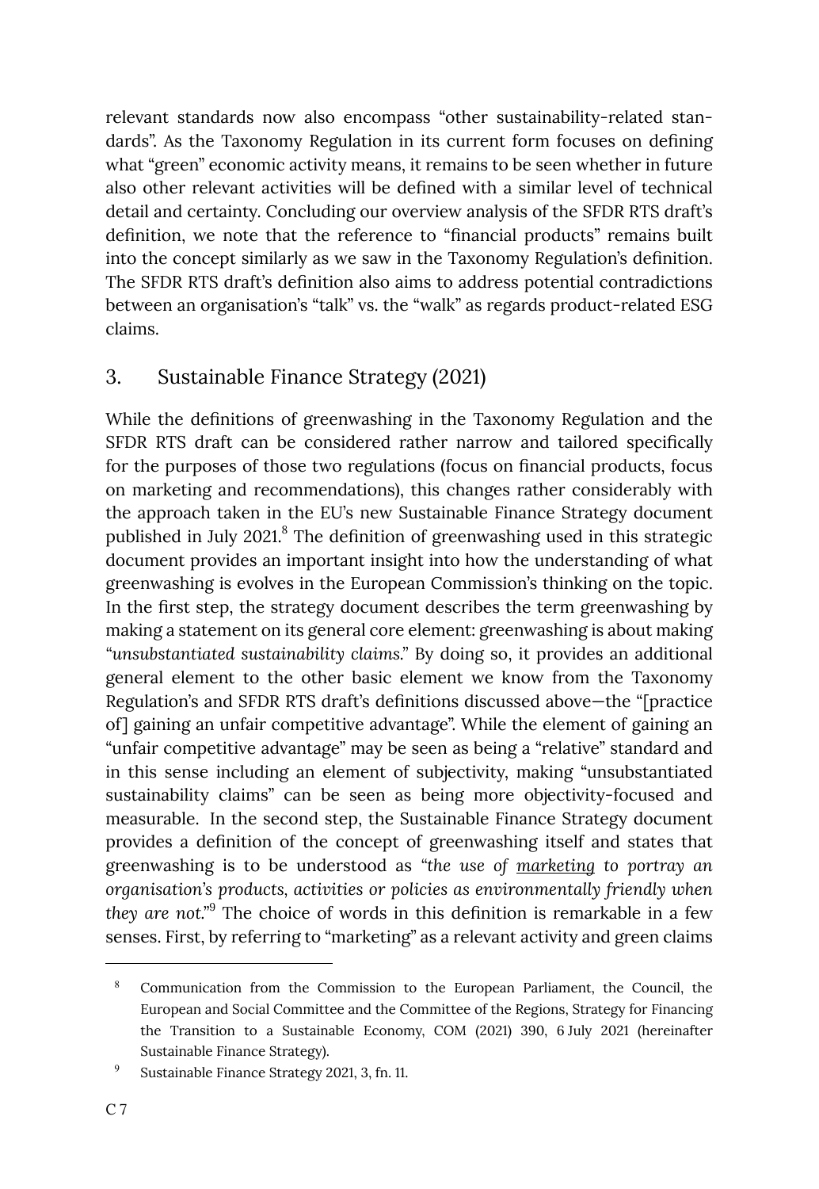relevant standards now also encompass "other sustainability-related standards". As the Taxonomy Regulation in its current form focuses on defining what "green" economic activity means, it remains to be seen whether in future also other relevant activities will be defined with a similar level of technical detail and certainty. Concluding our overview analysis of the SFDR RTS draft's definition, we note that the reference to "financial products" remains built into the concept similarly as we saw in the Taxonomy Regulation's definition. The SFDR RTS draft's definition also aims to address potential contradictions between an organisation's "talk" vs. the "walk" as regards product-related ESG claims.

## 3. Sustainable Finance Strategy (2021)

While the definitions of greenwashing in the Taxonomy Regulation and the SFDR RTS draft can be considered rather narrow and tailored specifically for the purposes of those two regulations (focus on financial products, focus on marketing and recommendations), this changes rather considerably with the approach taken in the EU's new Sustainable Finance Strategy document published in July 2021.[8] The definition of greenwashing used in this strategic document provides an important insight into how the understanding of what greenwashing is evolves in the European Commission's thinking on the topic. In the first step, the strategy document describes the term greenwashing by making a statement on its general core element: greenwashing is about making "*unsubstantiated sustainability claims*." By doing so, it provides an additional general element to the other basic element we know from the Taxonomy Regulation's and SFDR RTS draft's definitions discussed above—the "[practice of] gaining an unfair competitive advantage". While the element of gaining an "unfair competitive advantage" may be seen as being a "relative" standard and in this sense including an element of subjectivity, making "unsubstantiated sustainability claims" can be seen as being more objectivity-focused and measurable. In the second step, the Sustainable Finance Strategy document provides a definition of the concept of greenwashing itself and states that greenwashing is to be understood as "*the use of <u>marketing</u> to portray an organisation's products, activities or policies as environmentally friendly when they are not.*"[9] The choice of words in this definition is remarkable in a few senses. First, by referring to "marketing" as a relevant activity and green claims

---

[8] Communication from the Commission to the European Parliament, the Council, the European and Social Committee and the Committee of the Regions, Strategy for Financing the Transition to a Sustainable Economy, COM (2021) 390, 6 July 2021 (hereinafter Sustainable Finance Strategy).

[9] Sustainable Finance Strategy 2021, 3, fn. 11.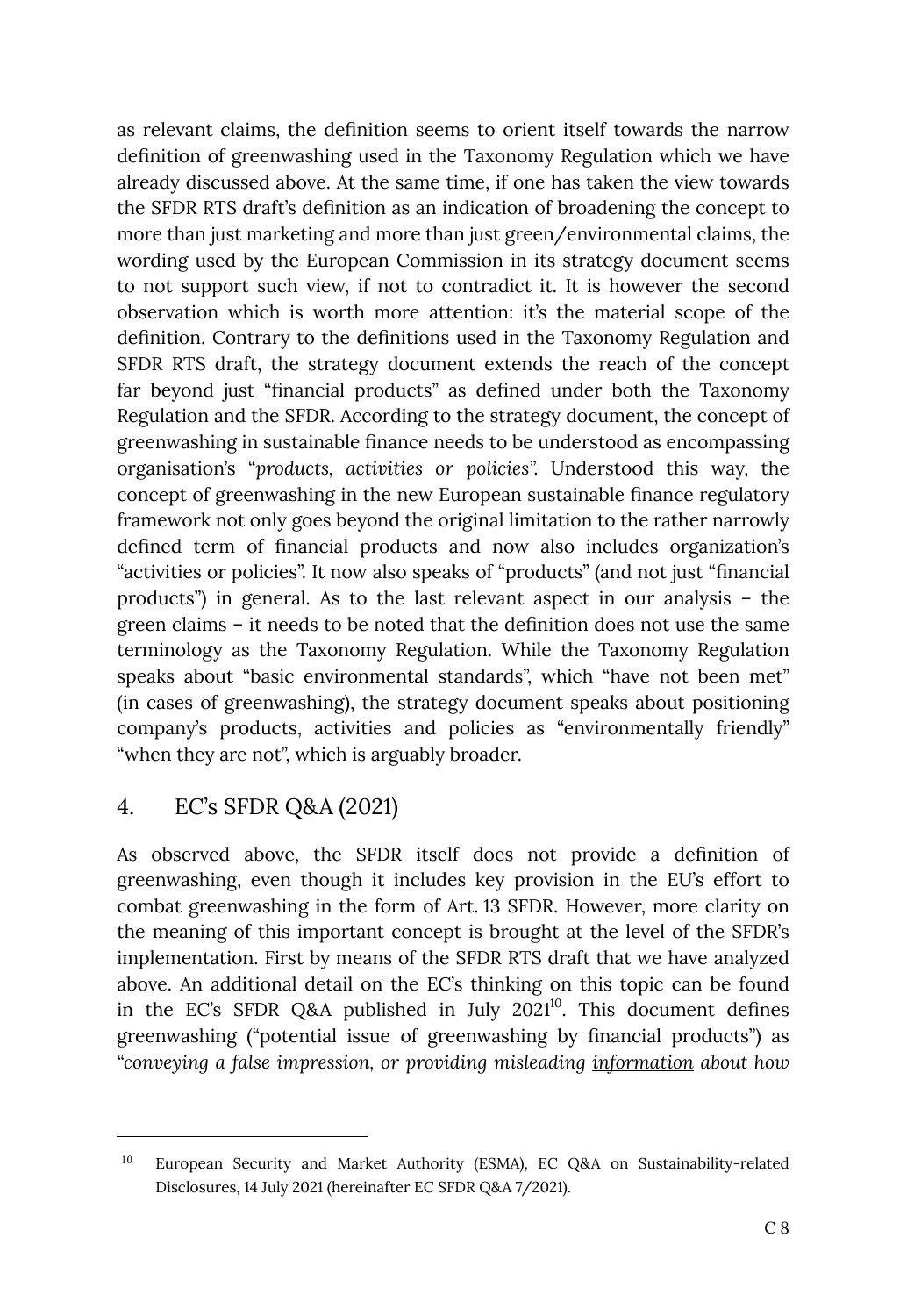as relevant claims, the definition seems to orient itself towards the narrow definition of greenwashing used in the Taxonomy Regulation which we have already discussed above. At the same time, if one has taken the view towards the SFDR RTS draft's definition as an indication of broadening the concept to more than just marketing and more than just green/environmental claims, the wording used by the European Commission in its strategy document seems to not support such view, if not to contradict it. It is however the second observation which is worth more attention: it's the material scope of the definition. Contrary to the definitions used in the Taxonomy Regulation and SFDR RTS draft, the strategy document extends the reach of the concept far beyond just "financial products" as defined under both the Taxonomy Regulation and the SFDR. According to the strategy document, the concept of greenwashing in sustainable finance needs to be understood as encompassing organisation's "*products, activities or policies*". Understood this way, the concept of greenwashing in the new European sustainable finance regulatory framework not only goes beyond the original limitation to the rather narrowly defined term of financial products and now also includes organization's "activities or policies". It now also speaks of "products" (and not just "financial products") in general. As to the last relevant aspect in our analysis – the green claims – it needs to be noted that the definition does not use the same terminology as the Taxonomy Regulation. While the Taxonomy Regulation speaks about "basic environmental standards", which "have not been met" (in cases of greenwashing), the strategy document speaks about positioning company's products, activities and policies as "environmentally friendly" "when they are not", which is arguably broader.

## 4. EC's SFDR Q&A (2021)

As observed above, the SFDR itself does not provide a definition of greenwashing, even though it includes key provision in the EU's effort to combat greenwashing in the form of Art. 13 SFDR. However, more clarity on the meaning of this important concept is brought at the level of the SFDR's implementation. First by means of the SFDR RTS draft that we have analyzed above. An additional detail on the EC's thinking on this topic can be found in the EC's SFDR Q&A published in July 2021[10]. This document defines greenwashing ("potential issue of greenwashing by financial products") as *"conveying a false impression, or providing misleading <u>information</u> about how*

---

[10] European Security and Market Authority (ESMA), EC Q&A on Sustainability-related Disclosures, 14 July 2021 (hereinafter EC SFDR Q&A 7/2021).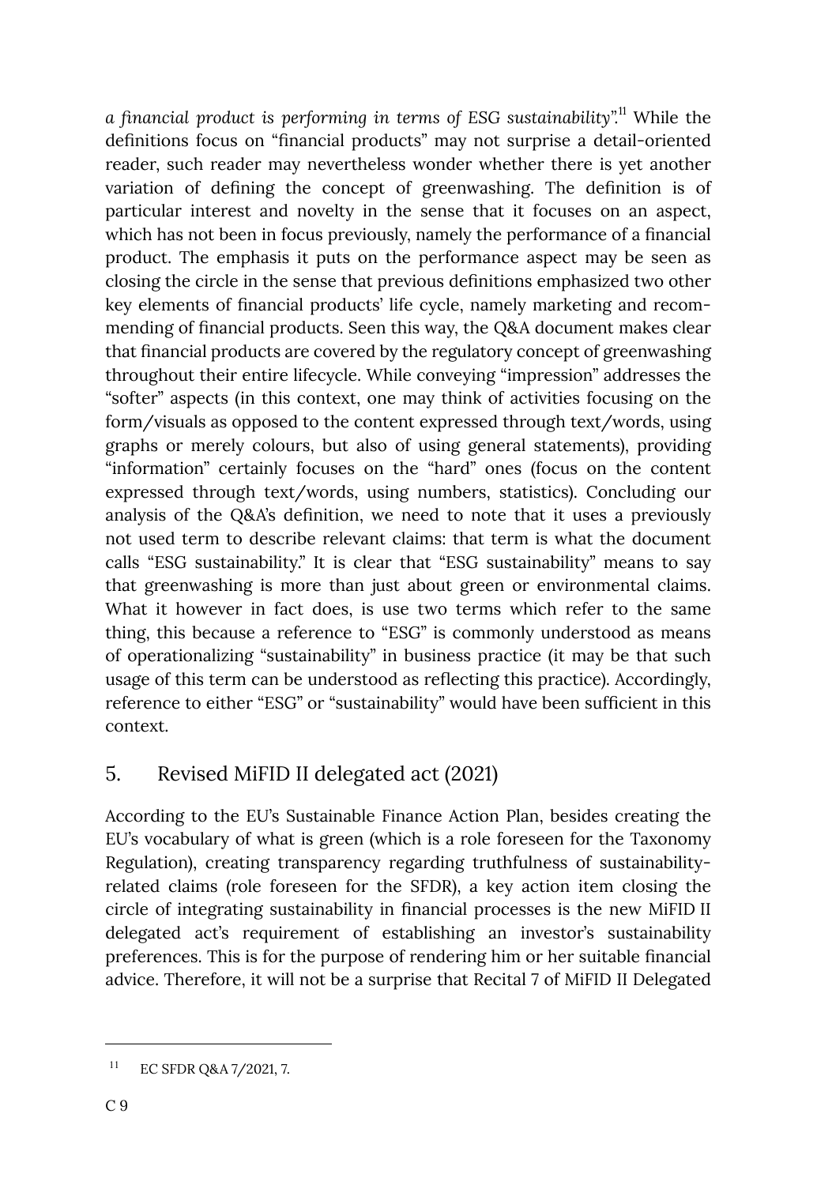*a financial product is performing in terms of ESG sustainability*".[11] While the definitions focus on "financial products" may not surprise a detail-oriented reader, such reader may nevertheless wonder whether there is yet another variation of defining the concept of greenwashing. The definition is of particular interest and novelty in the sense that it focuses on an aspect, which has not been in focus previously, namely the performance of a financial product. The emphasis it puts on the performance aspect may be seen as closing the circle in the sense that previous definitions emphasized two other key elements of financial products' life cycle, namely marketing and recommending of financial products. Seen this way, the Q&A document makes clear that financial products are covered by the regulatory concept of greenwashing throughout their entire lifecycle. While conveying "impression" addresses the "softer" aspects (in this context, one may think of activities focusing on the form/visuals as opposed to the content expressed through text/words, using graphs or merely colours, but also of using general statements), providing "information" certainly focuses on the "hard" ones (focus on the content expressed through text/words, using numbers, statistics). Concluding our analysis of the Q&A's definition, we need to note that it uses a previously not used term to describe relevant claims: that term is what the document calls "ESG sustainability." It is clear that "ESG sustainability" means to say that greenwashing is more than just about green or environmental claims. What it however in fact does, is use two terms which refer to the same thing, this because a reference to "ESG" is commonly understood as means of operationalizing "sustainability" in business practice (it may be that such usage of this term can be understood as reflecting this practice). Accordingly, reference to either "ESG" or "sustainability" would have been sufficient in this context.

## 5. Revised MiFID II delegated act (2021)

According to the EU's Sustainable Finance Action Plan, besides creating the EU's vocabulary of what is green (which is a role foreseen for the Taxonomy Regulation), creating transparency regarding truthfulness of sustainability-related claims (role foreseen for the SFDR), a key action item closing the circle of integrating sustainability in financial processes is the new MiFID II delegated act's requirement of establishing an investor's sustainability preferences. This is for the purpose of rendering him or her suitable financial advice. Therefore, it will not be a surprise that Recital 7 of MiFID II Delegated

[11] EC SFDR Q&A 7/2021, 7.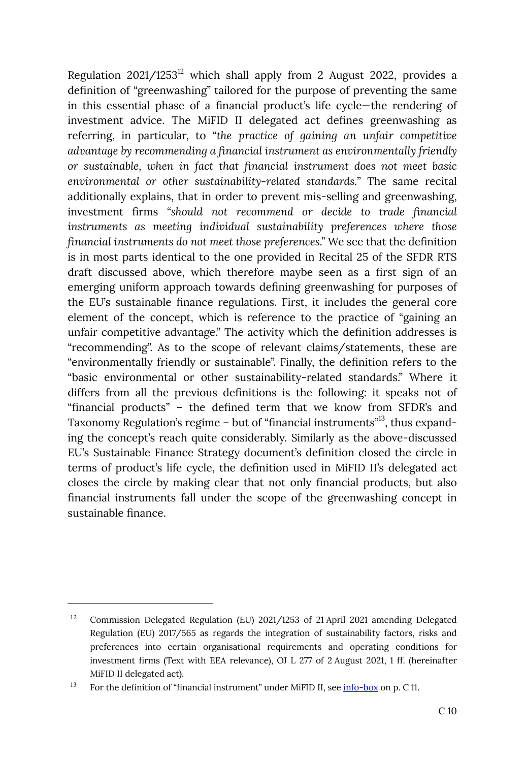Regulation 2021/1253[12] which shall apply from 2 August 2022, provides a definition of "greenwashing" tailored for the purpose of preventing the same in this essential phase of a financial product's life cycle—the rendering of investment advice. The MiFID II delegated act defines greenwashing as referring, in particular, to "*the practice of gaining an unfair competitive advantage by recommending a financial instrument as environmentally friendly or sustainable, when in fact that financial instrument does not meet basic environmental or other sustainability-related standards.*" The same recital additionally explains, that in order to prevent mis-selling and greenwashing, investment firms "*should not recommend or decide to trade financial instruments as meeting individual sustainability preferences where those financial instruments do not meet those preferences.*" We see that the definition is in most parts identical to the one provided in Recital 25 of the SFDR RTS draft discussed above, which therefore maybe seen as a first sign of an emerging uniform approach towards defining greenwashing for purposes of the EU's sustainable finance regulations. First, it includes the general core element of the concept, which is reference to the practice of "gaining an unfair competitive advantage." The activity which the definition addresses is "recommending". As to the scope of relevant claims/statements, these are "environmentally friendly or sustainable". Finally, the definition refers to the "basic environmental or other sustainability-related standards." Where it differs from all the previous definitions is the following: it speaks not of "financial products" – the defined term that we know from SFDR's and Taxonomy Regulation's regime – but of "financial instruments"[13], thus expanding the concept's reach quite considerably. Similarly as the above-discussed EU's Sustainable Finance Strategy document's definition closed the circle in terms of product's life cycle, the definition used in MiFID II's delegated act closes the circle by making clear that not only financial products, but also financial instruments fall under the scope of the greenwashing concept in sustainable finance.

---

[12] Commission Delegated Regulation (EU) 2021/1253 of 21 April 2021 amending Delegated Regulation (EU) 2017/565 as regards the integration of sustainability factors, risks and preferences into certain organisational requirements and operating conditions for investment firms (Text with EEA relevance), OJ L 277 of 2 August 2021, 1 ff. (hereinafter MiFID II delegated act).

[13] For the definition of "financial instrument" under MiFID II, see info-box on p. C 11.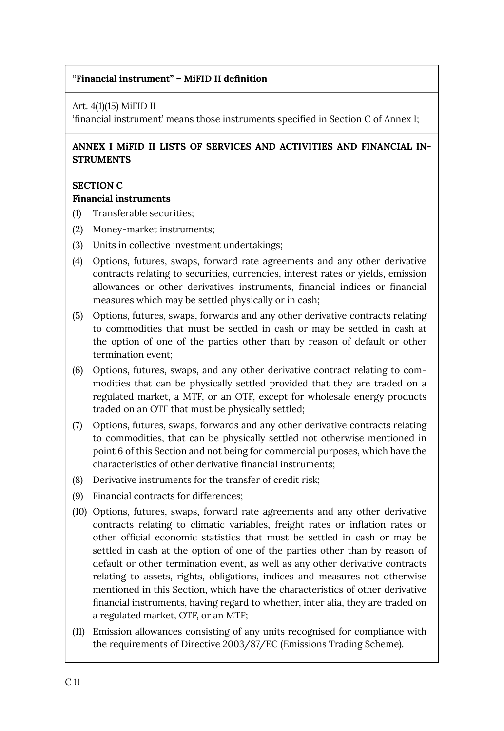**"Financial instrument" – MiFID II definition**

Art. 4(1)(15) MiFID II
'financial instrument' means those instruments specified in Section C of Annex I;

**ANNEX I MiFID II LISTS OF SERVICES AND ACTIVITIES AND FINANCIAL INSTRUMENTS**

**SECTION C**
**Financial instruments**

(1) Transferable securities;

(2) Money-market instruments;

(3) Units in collective investment undertakings;

(4) Options, futures, swaps, forward rate agreements and any other derivative contracts relating to securities, currencies, interest rates or yields, emission allowances or other derivatives instruments, financial indices or financial measures which may be settled physically or in cash;

(5) Options, futures, swaps, forwards and any other derivative contracts relating to commodities that must be settled in cash or may be settled in cash at the option of one of the parties other than by reason of default or other termination event;

(6) Options, futures, swaps, and any other derivative contract relating to commodities that can be physically settled provided that they are traded on a regulated market, a MTF, or an OTF, except for wholesale energy products traded on an OTF that must be physically settled;

(7) Options, futures, swaps, forwards and any other derivative contracts relating to commodities, that can be physically settled not otherwise mentioned in point 6 of this Section and not being for commercial purposes, which have the characteristics of other derivative financial instruments;

(8) Derivative instruments for the transfer of credit risk;

(9) Financial contracts for differences;

(10) Options, futures, swaps, forward rate agreements and any other derivative contracts relating to climatic variables, freight rates or inflation rates or other official economic statistics that must be settled in cash or may be settled in cash at the option of one of the parties other than by reason of default or other termination event, as well as any other derivative contracts relating to assets, rights, obligations, indices and measures not otherwise mentioned in this Section, which have the characteristics of other derivative financial instruments, having regard to whether, inter alia, they are traded on a regulated market, OTF, or an MTF;

(11) Emission allowances consisting of any units recognised for compliance with the requirements of Directive 2003/87/EC (Emissions Trading Scheme).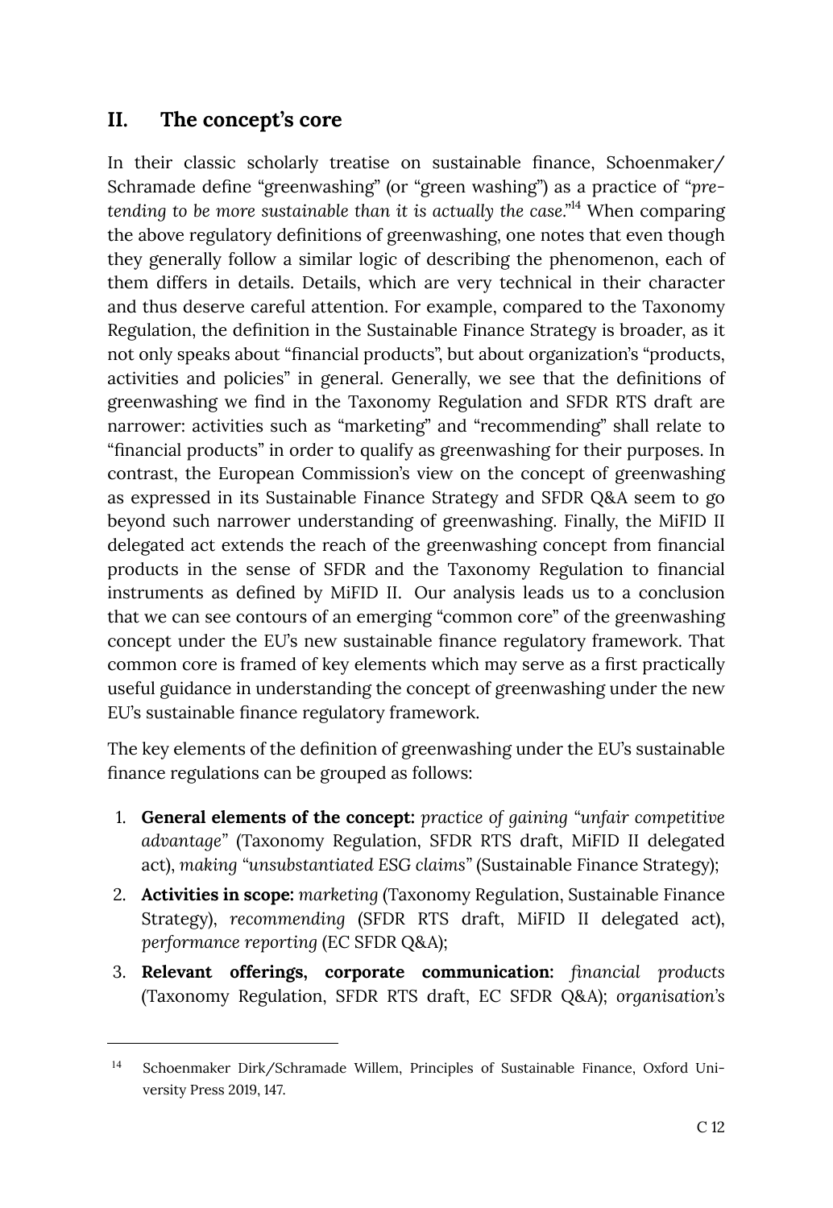## II. The concept's core

In their classic scholarly treatise on sustainable finance, Schoenmaker/ Schramade define "greenwashing" (or "green washing") as a practice of "*pretending to be more sustainable than it is actually the case.*"[14] When comparing the above regulatory definitions of greenwashing, one notes that even though they generally follow a similar logic of describing the phenomenon, each of them differs in details. Details, which are very technical in their character and thus deserve careful attention. For example, compared to the Taxonomy Regulation, the definition in the Sustainable Finance Strategy is broader, as it not only speaks about "financial products", but about organization's "products, activities and policies" in general. Generally, we see that the definitions of greenwashing we find in the Taxonomy Regulation and SFDR RTS draft are narrower: activities such as "marketing" and "recommending" shall relate to "financial products" in order to qualify as greenwashing for their purposes. In contrast, the European Commission's view on the concept of greenwashing as expressed in its Sustainable Finance Strategy and SFDR Q&A seem to go beyond such narrower understanding of greenwashing. Finally, the MiFID II delegated act extends the reach of the greenwashing concept from financial products in the sense of SFDR and the Taxonomy Regulation to financial instruments as defined by MiFID II. Our analysis leads us to a conclusion that we can see contours of an emerging "common core" of the greenwashing concept under the EU's new sustainable finance regulatory framework. That common core is framed of key elements which may serve as a first practically useful guidance in understanding the concept of greenwashing under the new EU's sustainable finance regulatory framework.

The key elements of the definition of greenwashing under the EU's sustainable finance regulations can be grouped as follows:

1. **General elements of the concept:** *practice of gaining "unfair competitive advantage"* (Taxonomy Regulation, SFDR RTS draft, MiFID II delegated act), *making "unsubstantiated ESG claims"* (Sustainable Finance Strategy);
2. **Activities in scope:** *marketing* (Taxonomy Regulation, Sustainable Finance Strategy), *recommending* (SFDR RTS draft, MiFID II delegated act), *performance reporting* (EC SFDR Q&A);
3. **Relevant offerings, corporate communication:** *financial products* (Taxonomy Regulation, SFDR RTS draft, EC SFDR Q&A); *organisation's*

[14] Schoenmaker Dirk/Schramade Willem, Principles of Sustainable Finance, Oxford University Press 2019, 147.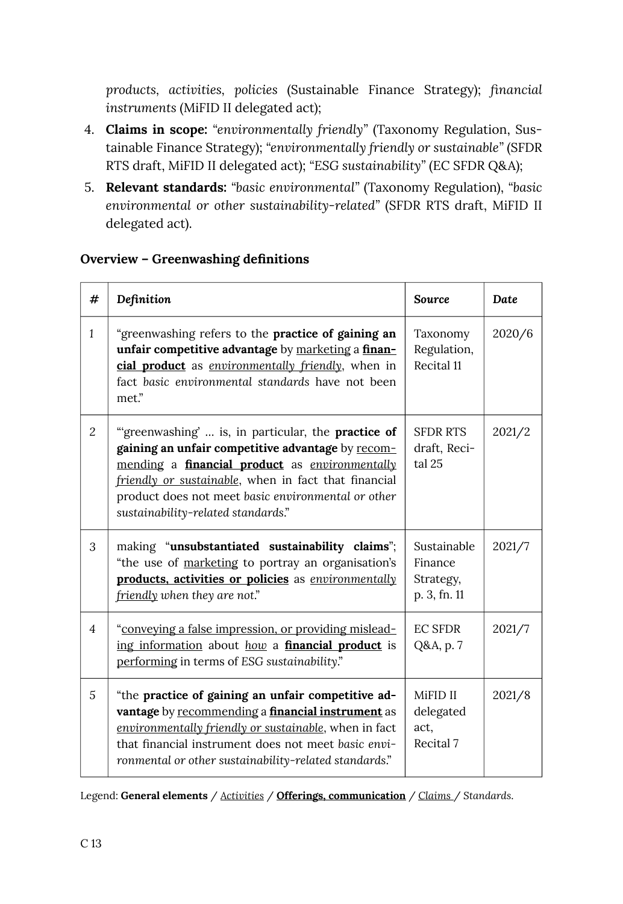*products*, *activities*, *policies* (Sustainable Finance Strategy); *financial instruments* (MiFID II delegated act);

4. **Claims in scope:** "*environmentally friendly*" (Taxonomy Regulation, Sustainable Finance Strategy); "*environmentally friendly or sustainable*" (SFDR RTS draft, MiFID II delegated act); "ESG *sustainability*" (EC SFDR Q&A);
5. **Relevant standards:** "*basic environmental*" (Taxonomy Regulation), "*basic environmental or other sustainability-related*" (SFDR RTS draft, MiFID II delegated act).

**Overview – Greenwashing definitions**

| # | *Definition* | *Source* | *Date* |
|---|---|---|---|
| 1 | "greenwashing refers to the **practice of gaining an unfair competitive advantage** by <u>marketing</u> a **<u>financial product</u>** as <u>*environmentally friendly*</u>, when in fact *basic environmental standards* have not been met." | Taxonomy Regulation, Recital 11 | 2020/6 |
| 2 | "'greenwashing' … is, in particular, the **practice of gaining an unfair competitive advantage** by <u>recommending</u> a **<u>financial product</u>** as <u>*environmentally friendly or sustainable*</u>, when in fact that financial product does not meet *basic environmental or other sustainability-related standards*." | SFDR RTS draft, Recital 25 | 2021/2 |
| 3 | making "**unsubstantiated sustainability claims**"; "the use of <u>marketing</u> to portray an organisation's **<u>products, activities or policies</u>** as <u>*environmentally friendly*</u> *when they are not*." | Sustainable Finance Strategy, p. 3, fn. 11 | 2021/7 |
| 4 | "<u>conveying a false impression, or providing misleading information</u> about <u>*how*</u> a **<u>financial product</u>** is <u>performing</u> in terms of ESG *sustainability*." | EC SFDR Q&A, p. 7 | 2021/7 |
| 5 | "the **practice of gaining an unfair competitive advantage** by <u>recommending</u> a **<u>financial instrument</u>** as <u>*environmentally friendly or sustainable*</u>, when in fact that financial instrument does not meet *basic environmental or other sustainability-related standards*." | MiFID II delegated act, Recital 7 | 2021/8 |

Legend: **General elements** / <u>*Activities*</u> / **<u>Offerings, communication</u>** / <u>*Claims*</u> / *Standards*.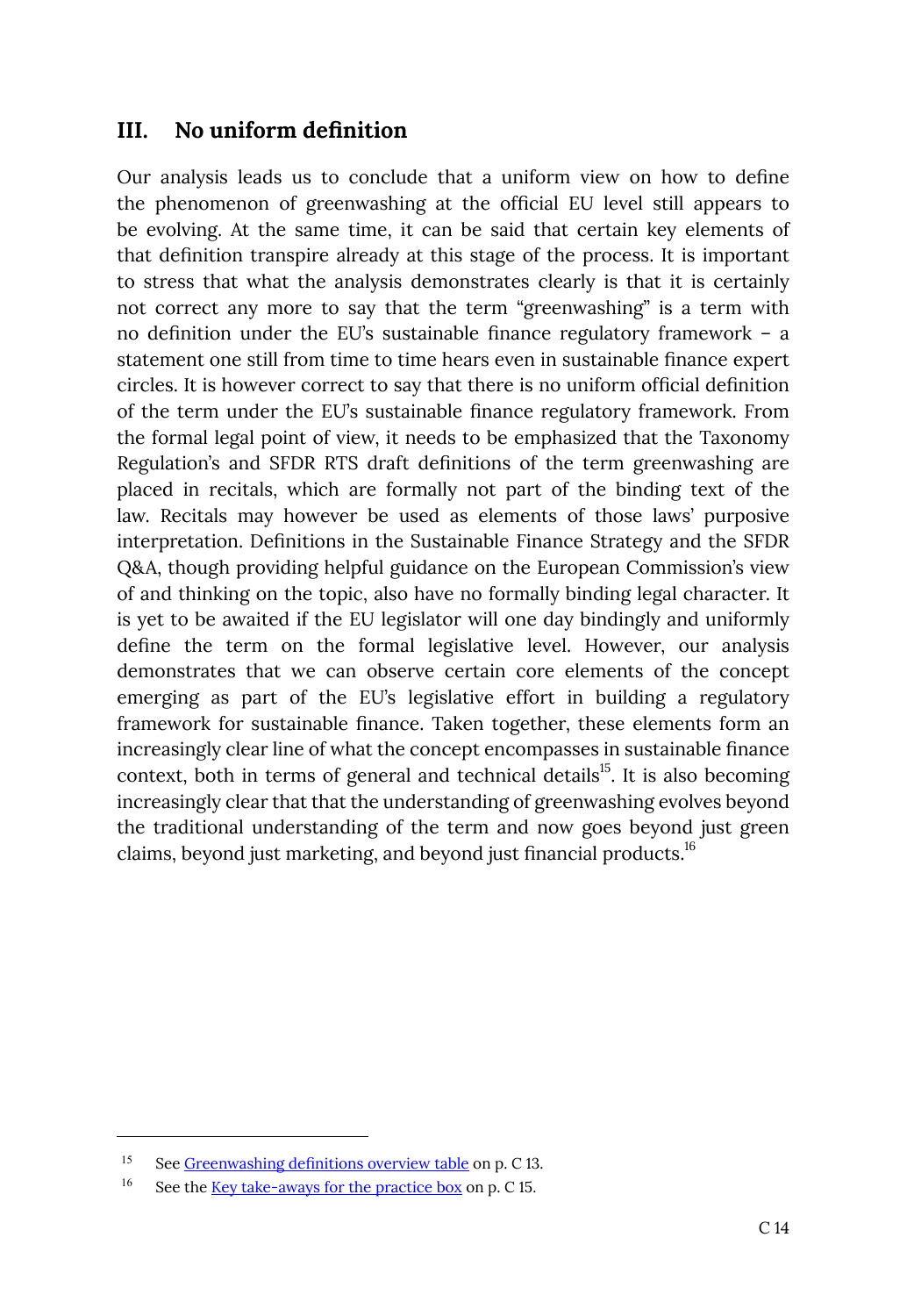## III. No uniform definition

Our analysis leads us to conclude that a uniform view on how to define the phenomenon of greenwashing at the official EU level still appears to be evolving. At the same time, it can be said that certain key elements of that definition transpire already at this stage of the process. It is important to stress that what the analysis demonstrates clearly is that it is certainly not correct any more to say that the term "greenwashing" is a term with no definition under the EU's sustainable finance regulatory framework – a statement one still from time to time hears even in sustainable finance expert circles. It is however correct to say that there is no uniform official definition of the term under the EU's sustainable finance regulatory framework. From the formal legal point of view, it needs to be emphasized that the Taxonomy Regulation's and SFDR RTS draft definitions of the term greenwashing are placed in recitals, which are formally not part of the binding text of the law. Recitals may however be used as elements of those laws' purposive interpretation. Definitions in the Sustainable Finance Strategy and the SFDR Q&A, though providing helpful guidance on the European Commission's view of and thinking on the topic, also have no formally binding legal character. It is yet to be awaited if the EU legislator will one day bindingly and uniformly define the term on the formal legislative level. However, our analysis demonstrates that we can observe certain core elements of the concept emerging as part of the EU's legislative effort in building a regulatory framework for sustainable finance. Taken together, these elements form an increasingly clear line of what the concept encompasses in sustainable finance context, both in terms of general and technical details[15]. It is also becoming increasingly clear that that the understanding of greenwashing evolves beyond the traditional understanding of the term and now goes beyond just green claims, beyond just marketing, and beyond just financial products.[16]

---

[15] See Greenwashing definitions overview table on p. C 13.

[16] See the Key take-aways for the practice box on p. C 15.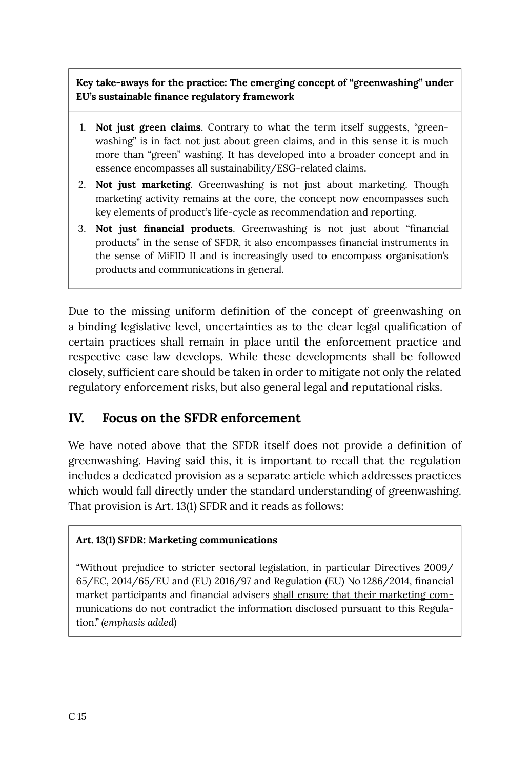**Key take-aways for the practice: The emerging concept of "greenwashing" under EU's sustainable finance regulatory framework**

1. **Not just green claims**. Contrary to what the term itself suggests, "greenwashing" is in fact not just about green claims, and in this sense it is much more than "green" washing. It has developed into a broader concept and in essence encompasses all sustainability/ESG-related claims.
2. **Not just marketing**. Greenwashing is not just about marketing. Though marketing activity remains at the core, the concept now encompasses such key elements of product's life-cycle as recommendation and reporting.
3. **Not just financial products**. Greenwashing is not just about "financial products" in the sense of SFDR, it also encompasses financial instruments in the sense of MiFID II and is increasingly used to encompass organisation's products and communications in general.

Due to the missing uniform definition of the concept of greenwashing on a binding legislative level, uncertainties as to the clear legal qualification of certain practices shall remain in place until the enforcement practice and respective case law develops. While these developments shall be followed closely, sufficient care should be taken in order to mitigate not only the related regulatory enforcement risks, but also general legal and reputational risks.

## IV. Focus on the SFDR enforcement

We have noted above that the SFDR itself does not provide a definition of greenwashing. Having said this, it is important to recall that the regulation includes a dedicated provision as a separate article which addresses practices which would fall directly under the standard understanding of greenwashing. That provision is Art. 13(1) SFDR and it reads as follows:

**Art. 13(1) SFDR: Marketing communications**

"Without prejudice to stricter sectoral legislation, in particular Directives 2009/65/EC, 2014/65/EU and (EU) 2016/97 and Regulation (EU) No 1286/2014, financial market participants and financial advisers <u>shall ensure that their marketing communications do not contradict the information disclosed</u> pursuant to this Regulation." *(emphasis added)*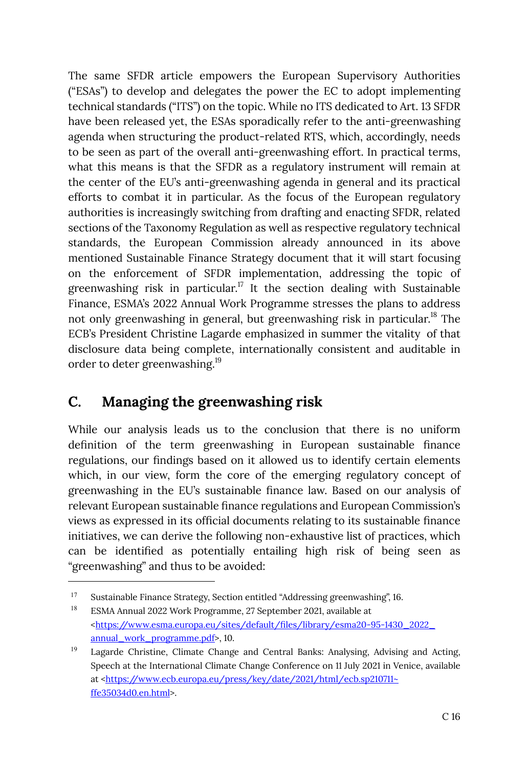The same SFDR article empowers the European Supervisory Authorities ("ESAs") to develop and delegates the power the EC to adopt implementing technical standards ("ITS") on the topic. While no ITS dedicated to Art. 13 SFDR have been released yet, the ESAs sporadically refer to the anti-greenwashing agenda when structuring the product-related RTS, which, accordingly, needs to be seen as part of the overall anti-greenwashing effort. In practical terms, what this means is that the SFDR as a regulatory instrument will remain at the center of the EU's anti-greenwashing agenda in general and its practical efforts to combat it in particular. As the focus of the European regulatory authorities is increasingly switching from drafting and enacting SFDR, related sections of the Taxonomy Regulation as well as respective regulatory technical standards, the European Commission already announced in its above mentioned Sustainable Finance Strategy document that it will start focusing on the enforcement of SFDR implementation, addressing the topic of greenwashing risk in particular.[17] It the section dealing with Sustainable Finance, ESMA's 2022 Annual Work Programme stresses the plans to address not only greenwashing in general, but greenwashing risk in particular.[18] The ECB's President Christine Lagarde emphazized in summer the vitality of that disclosure data being complete, internationally consistent and auditable in order to deter greenwashing.[19]

## C. Managing the greenwashing risk

While our analysis leads us to the conclusion that there is no uniform definition of the term greenwashing in European sustainable finance regulations, our findings based on it allowed us to identify certain elements which, in our view, form the core of the emerging regulatory concept of greenwashing in the EU's sustainable finance law. Based on our analysis of relevant European sustainable finance regulations and European Commission's views as expressed in its official documents relating to its sustainable finance initiatives, we can derive the following non-exhaustive list of practices, which can be identified as potentially entailing high risk of being seen as "greenwashing" and thus to be avoided:

---

[17] Sustainable Finance Strategy, Section entitled "Addressing greenwashing", 16.

[18] ESMA Annual 2022 Work Programme, 27 September 2021, available at <https://www.esma.europa.eu/sites/default/files/library/esma20-95-1430_2022_annual_work_programme.pdf>, 10.

[19] Lagarde Christine, Climate Change and Central Banks: Analysing, Advising and Acting, Speech at the International Climate Change Conference on 11 July 2021 in Venice, available at <https://www.ecb.europa.eu/press/key/date/2021/html/ecb.sp210711~ffe35034d0.en.html>.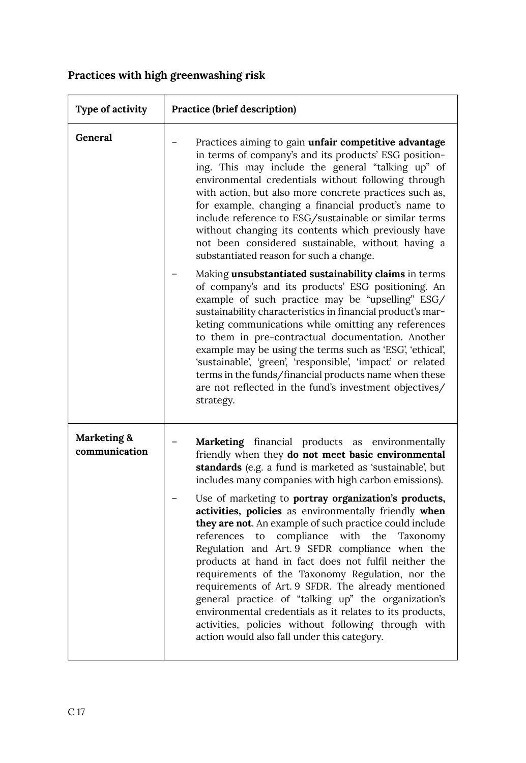**Practices with high greenwashing risk**

| Type of activity | Practice (brief description) |
| --- | --- |
| **General** | – Practices aiming to gain **unfair competitive advantage** in terms of company's and its products' ESG positioning. This may include the general "talking up" of environmental credentials without following through with action, but also more concrete practices such as, for example, changing a financial product's name to include reference to ESG/sustainable or similar terms without changing its contents which previously have not been considered sustainable, without having a substantiated reason for such a change.<br><br>– Making **unsubstantiated sustainability claims** in terms of company's and its products' ESG positioning. An example of such practice may be "upselling" ESG/sustainability characteristics in financial product's marketing communications while omitting any references to them in pre-contractual documentation. Another example may be using the terms such as 'ESG', 'ethical', 'sustainable', 'green', 'responsible', 'impact' or related terms in the funds/financial products name when these are not reflected in the fund's investment objectives/strategy. |
| **Marketing & communication** | – **Marketing** financial products as environmentally friendly when they **do not meet basic environmental standards** (e.g. a fund is marketed as 'sustainable', but includes many companies with high carbon emissions).<br><br>– Use of marketing to **portray organization's products, activities, policies** as environmentally friendly **when they are not**. An example of such practice could include references to compliance with the Taxonomy Regulation and Art. 9 SFDR compliance when the products at hand in fact does not fulfil neither the requirements of the Taxonomy Regulation, nor the requirements of Art. 9 SFDR. The already mentioned general practice of "talking up" the organization's environmental credentials as it relates to its products, activities, policies without following through with action would also fall under this category. |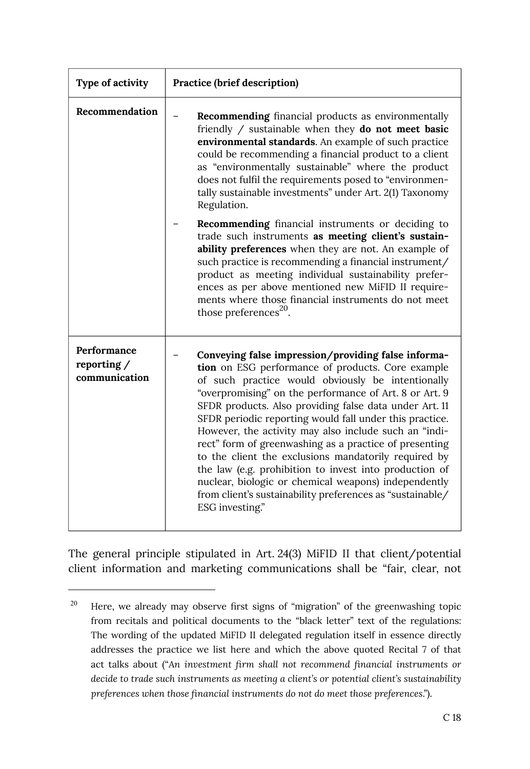| Type of activity | Practice (brief description) |
| --- | --- |
| **Recommendation** | – **Recommending** financial products as environmentally friendly / sustainable when they **do not meet basic environmental standards**. An example of such practice could be recommending a financial product to a client as "environmentally sustainable" where the product does not fulfil the requirements posed to "environmentally sustainable investments" under Art. 2(1) Taxonomy Regulation.<br><br>– **Recommending** financial instruments or deciding to trade such instruments **as meeting client's sustainability preferences** when they are not. An example of such practice is recommending a financial instrument/product as meeting individual sustainability preferences as per above mentioned new MiFID II requirements where those financial instruments do not meet those preferences[20]. |
| **Performance reporting / communication** | – **Conveying false impression/providing false information** on ESG performance of products. Core example of such practice would obviously be intentionally "overpromising" on the performance of Art. 8 or Art. 9 SFDR products. Also providing false data under Art. 11 SFDR periodic reporting would fall under this practice. However, the activity may also include such an "indirect" form of greenwashing as a practice of presenting to the client the exclusions mandatorily required by the law (e.g. prohibition to invest into production of nuclear, biologic or chemical weapons) independently from client's sustainability preferences as "sustainable/ESG investing." |

The general principle stipulated in Art. 24(3) MiFID II that client/potential client information and marketing communications shall be "fair, clear, not

---

[20] Here, we already may observe first signs of "migration" of the greenwashing topic from recitals and political documents to the "black letter" text of the regulations: The wording of the updated MiFID II delegated regulation itself in essence directly addresses the practice we list here and which the above quoted Recital 7 of that act talks about ("*An investment firm shall not recommend financial instruments or decide to trade such instruments as meeting a client's or potential client's sustainability preferences when those financial instruments do not do meet those preferences.*").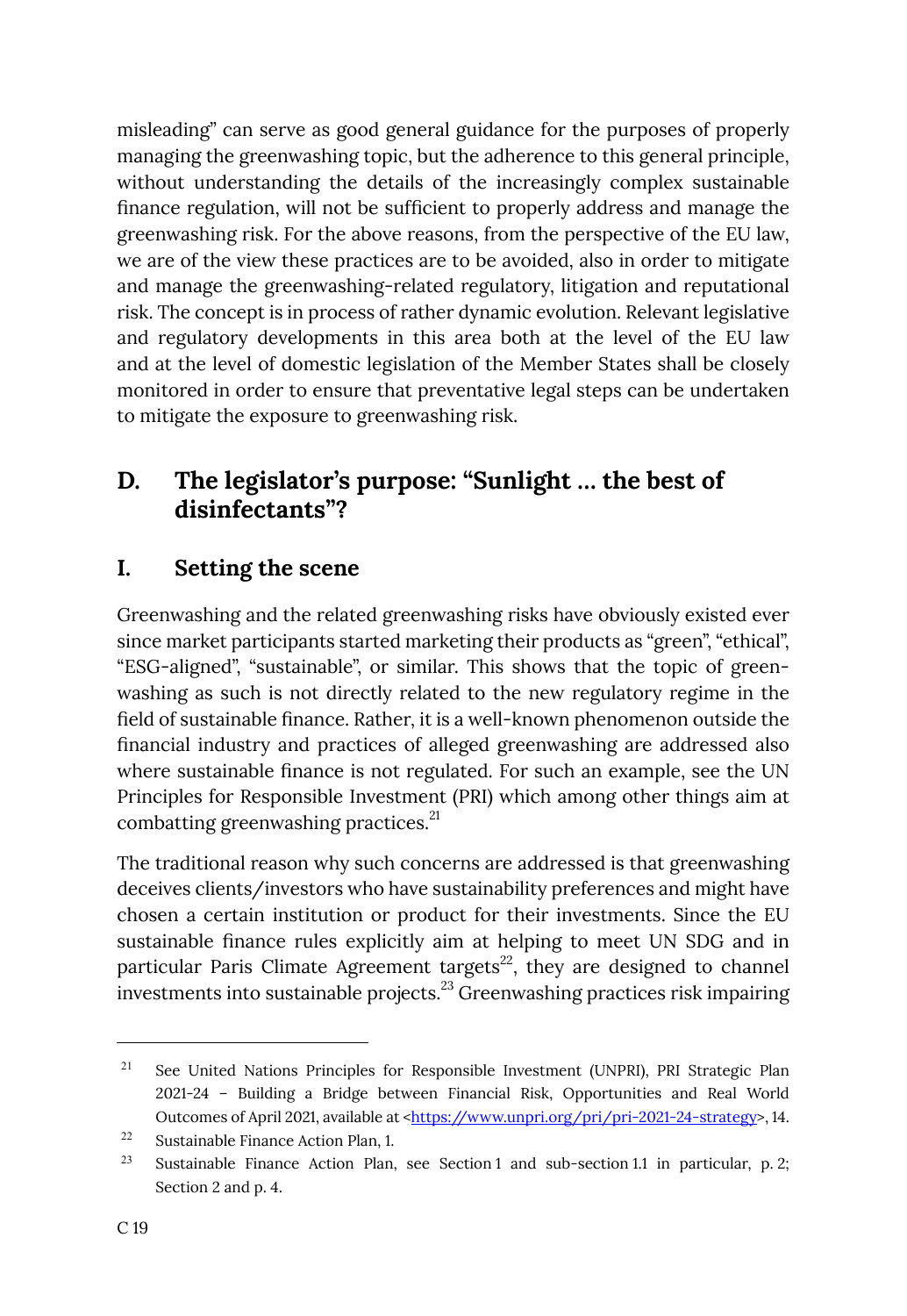misleading" can serve as good general guidance for the purposes of properly managing the greenwashing topic, but the adherence to this general principle, without understanding the details of the increasingly complex sustainable finance regulation, will not be sufficient to properly address and manage the greenwashing risk. For the above reasons, from the perspective of the EU law, we are of the view these practices are to be avoided, also in order to mitigate and manage the greenwashing-related regulatory, litigation and reputational risk. The concept is in process of rather dynamic evolution. Relevant legislative and regulatory developments in this area both at the level of the EU law and at the level of domestic legislation of the Member States shall be closely monitored in order to ensure that preventative legal steps can be undertaken to mitigate the exposure to greenwashing risk.

## D. The legislator's purpose: "Sunlight … the best of disinfectants"?

### I. Setting the scene

Greenwashing and the related greenwashing risks have obviously existed ever since market participants started marketing their products as "green", "ethical", "ESG-aligned", "sustainable", or similar. This shows that the topic of greenwashing as such is not directly related to the new regulatory regime in the field of sustainable finance. Rather, it is a well-known phenomenon outside the financial industry and practices of alleged greenwashing are addressed also where sustainable finance is not regulated. For such an example, see the UN Principles for Responsible Investment (PRI) which among other things aim at combatting greenwashing practices.[21]

The traditional reason why such concerns are addressed is that greenwashing deceives clients/investors who have sustainability preferences and might have chosen a certain institution or product for their investments. Since the EU sustainable finance rules explicitly aim at helping to meet UN SDG and in particular Paris Climate Agreement targets[22], they are designed to channel investments into sustainable projects.[23] Greenwashing practices risk impairing

---

[21] See United Nations Principles for Responsible Investment (UNPRI), PRI Strategic Plan 2021-24 – Building a Bridge between Financial Risk, Opportunities and Real World Outcomes of April 2021, available at <https://www.unpri.org/pri/pri-2021-24-strategy>, 14.

[22] Sustainable Finance Action Plan, 1.

[23] Sustainable Finance Action Plan, see Section 1 and sub-section 1.1 in particular, p. 2; Section 2 and p. 4.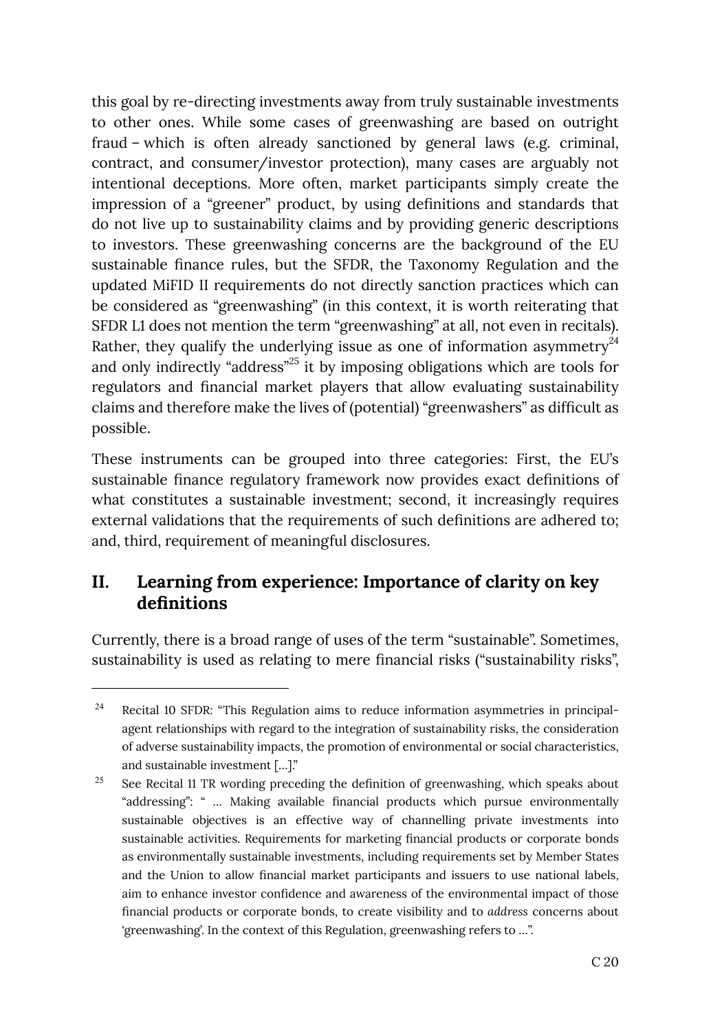this goal by re-directing investments away from truly sustainable investments to other ones. While some cases of greenwashing are based on outright fraud – which is often already sanctioned by general laws (e.g. criminal, contract, and consumer/investor protection), many cases are arguably not intentional deceptions. More often, market participants simply create the impression of a "greener" product, by using definitions and standards that do not live up to sustainability claims and by providing generic descriptions to investors. These greenwashing concerns are the background of the EU sustainable finance rules, but the SFDR, the Taxonomy Regulation and the updated MiFID II requirements do not directly sanction practices which can be considered as "greenwashing" (in this context, it is worth reiterating that SFDR L1 does not mention the term "greenwashing" at all, not even in recitals). Rather, they qualify the underlying issue as one of information asymmetry[24] and only indirectly "address"[25] it by imposing obligations which are tools for regulators and financial market players that allow evaluating sustainability claims and therefore make the lives of (potential) "greenwashers" as difficult as possible.

These instruments can be grouped into three categories: First, the EU's sustainable finance regulatory framework now provides exact definitions of what constitutes a sustainable investment; second, it increasingly requires external validations that the requirements of such definitions are adhered to; and, third, requirement of meaningful disclosures.

## II. Learning from experience: Importance of clarity on key definitions

Currently, there is a broad range of uses of the term "sustainable". Sometimes, sustainability is used as relating to mere financial risks ("sustainability risks",

---

[24] Recital 10 SFDR: "This Regulation aims to reduce information asymmetries in principal-agent relationships with regard to the integration of sustainability risks, the consideration of adverse sustainability impacts, the promotion of environmental or social characteristics, and sustainable investment [...]."

[25] See Recital 11 TR wording preceding the definition of greenwashing, which speaks about "addressing": " ... Making available financial products which pursue environmentally sustainable objectives is an effective way of channelling private investments into sustainable activities. Requirements for marketing financial products or corporate bonds as environmentally sustainable investments, including requirements set by Member States and the Union to allow financial market participants and issuers to use national labels, aim to enhance investor confidence and awareness of the environmental impact of those financial products or corporate bonds, to create visibility and to *address* concerns about 'greenwashing'. In the context of this Regulation, greenwashing refers to ...".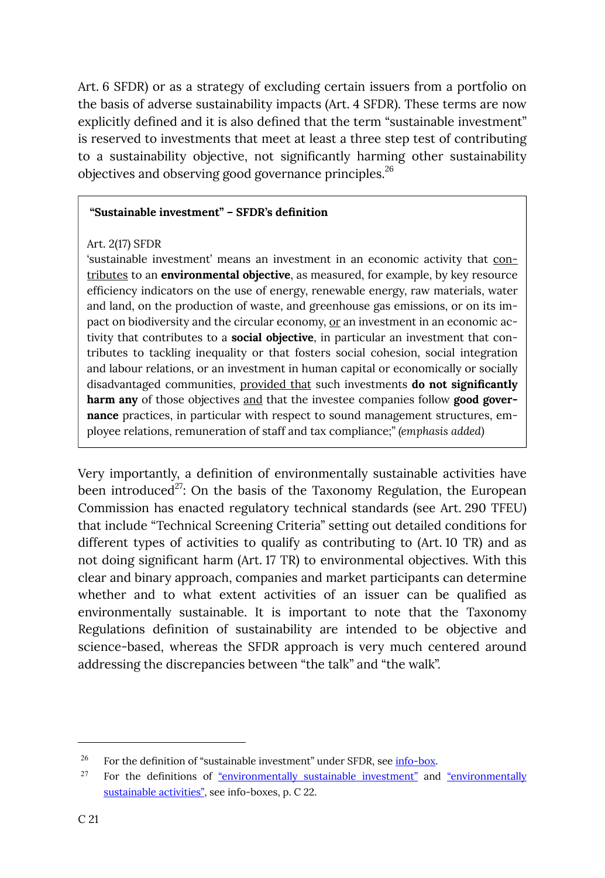Art. 6 SFDR) or as a strategy of excluding certain issuers from a portfolio on the basis of adverse sustainability impacts (Art. 4 SFDR). These terms are now explicitly defined and it is also defined that the term "sustainable investment" is reserved to investments that meet at least a three step test of contributing to a sustainability objective, not significantly harming other sustainability objectives and observing good governance principles.[26]

> **"Sustainable investment" – SFDR's definition**
>
> Art. 2(17) SFDR
> 'sustainable investment' means an investment in an economic activity that contributes to an **environmental objective**, as measured, for example, by key resource efficiency indicators on the use of energy, renewable energy, raw materials, water and land, on the production of waste, and greenhouse gas emissions, or on its impact on biodiversity and the circular economy, or an investment in an economic activity that contributes to a **social objective**, in particular an investment that contributes to tackling inequality or that fosters social cohesion, social integration and labour relations, or an investment in human capital or economically or socially disadvantaged communities, provided that such investments **do not significantly harm any** of those objectives and that the investee companies follow **good governance** practices, in particular with respect to sound management structures, employee relations, remuneration of staff and tax compliance;" *(emphasis added)*

Very importantly, a definition of environmentally sustainable activities have been introduced[27]: On the basis of the Taxonomy Regulation, the European Commission has enacted regulatory technical standards (see Art. 290 TFEU) that include "Technical Screening Criteria" setting out detailed conditions for different types of activities to qualify as contributing to (Art. 10 TR) and as not doing significant harm (Art. 17 TR) to environmental objectives. With this clear and binary approach, companies and market participants can determine whether and to what extent activities of an issuer can be qualified as environmentally sustainable. It is important to note that the Taxonomy Regulations definition of sustainability are intended to be objective and science-based, whereas the SFDR approach is very much centered around addressing the discrepancies between "the talk" and "the walk".

---

[26] For the definition of "sustainable investment" under SFDR, see info-box.

[27] For the definitions of "environmentally sustainable investment" and "environmentally sustainable activities", see info-boxes, p. C 22.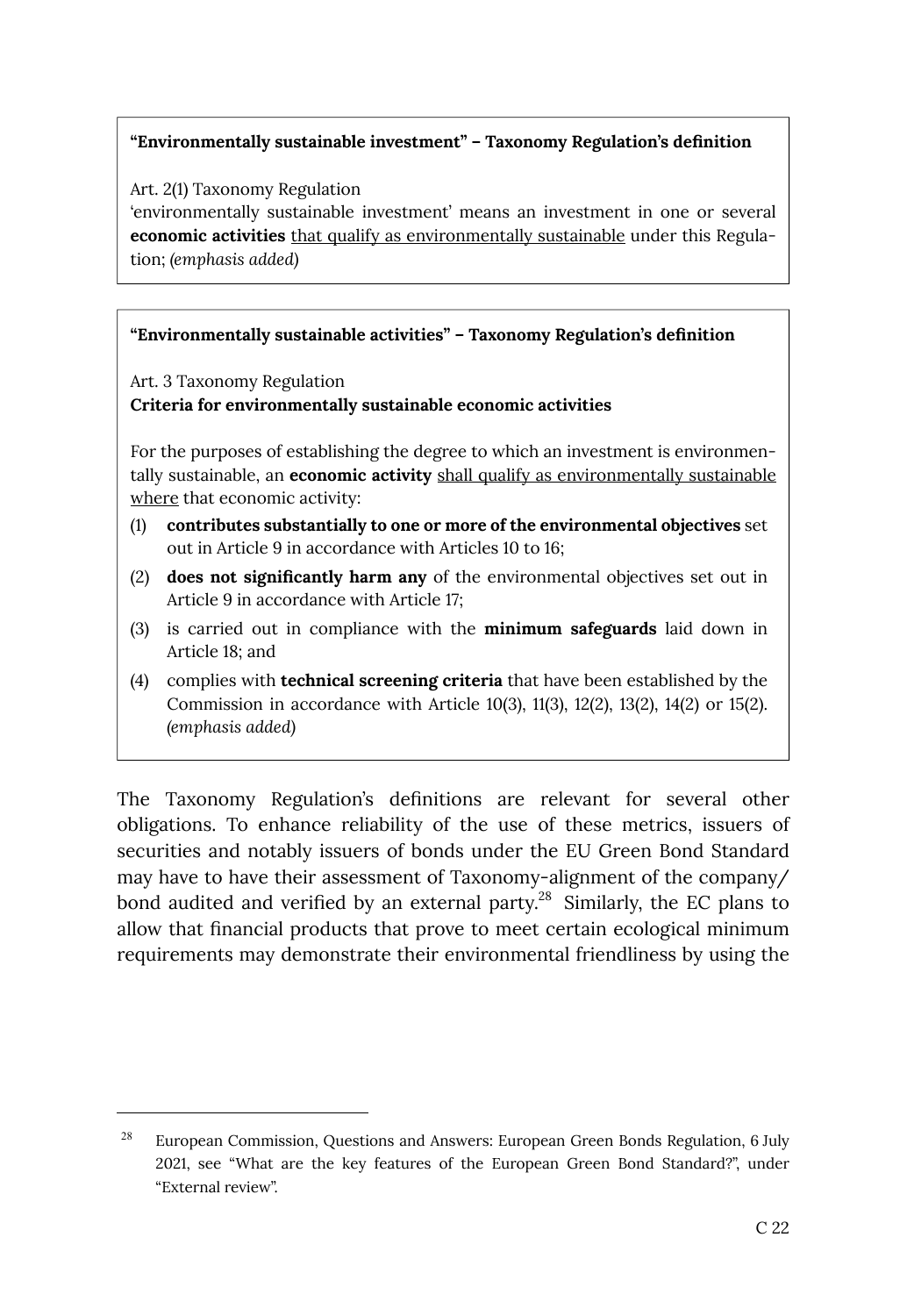**"Environmentally sustainable investment" – Taxonomy Regulation's definition**

Art. 2(1) Taxonomy Regulation
'environmentally sustainable investment' means an investment in one or several **economic activities** <u>that qualify as environmentally sustainable</u> under this Regulation; *(emphasis added)*

**"Environmentally sustainable activities" – Taxonomy Regulation's definition**

Art. 3 Taxonomy Regulation
**Criteria for environmentally sustainable economic activities**

For the purposes of establishing the degree to which an investment is environmentally sustainable, an **economic activity** <u>shall qualify as environmentally sustainable where</u> that economic activity:

(1) **contributes substantially to one or more of the environmental objectives** set out in Article 9 in accordance with Articles 10 to 16;
(2) **does not significantly harm any** of the environmental objectives set out in Article 9 in accordance with Article 17;
(3) is carried out in compliance with the **minimum safeguards** laid down in Article 18; and
(4) complies with **technical screening criteria** that have been established by the Commission in accordance with Article 10(3), 11(3), 12(2), 13(2), 14(2) or 15(2). *(emphasis added)*

The Taxonomy Regulation's definitions are relevant for several other obligations. To enhance reliability of the use of these metrics, issuers of securities and notably issuers of bonds under the EU Green Bond Standard may have to have their assessment of Taxonomy-alignment of the company/bond audited and verified by an external party.[28] Similarly, the EC plans to allow that financial products that prove to meet certain ecological minimum requirements may demonstrate their environmental friendliness by using the

[28] European Commission, Questions and Answers: European Green Bonds Regulation, 6 July 2021, see "What are the key features of the European Green Bond Standard?", under "External review".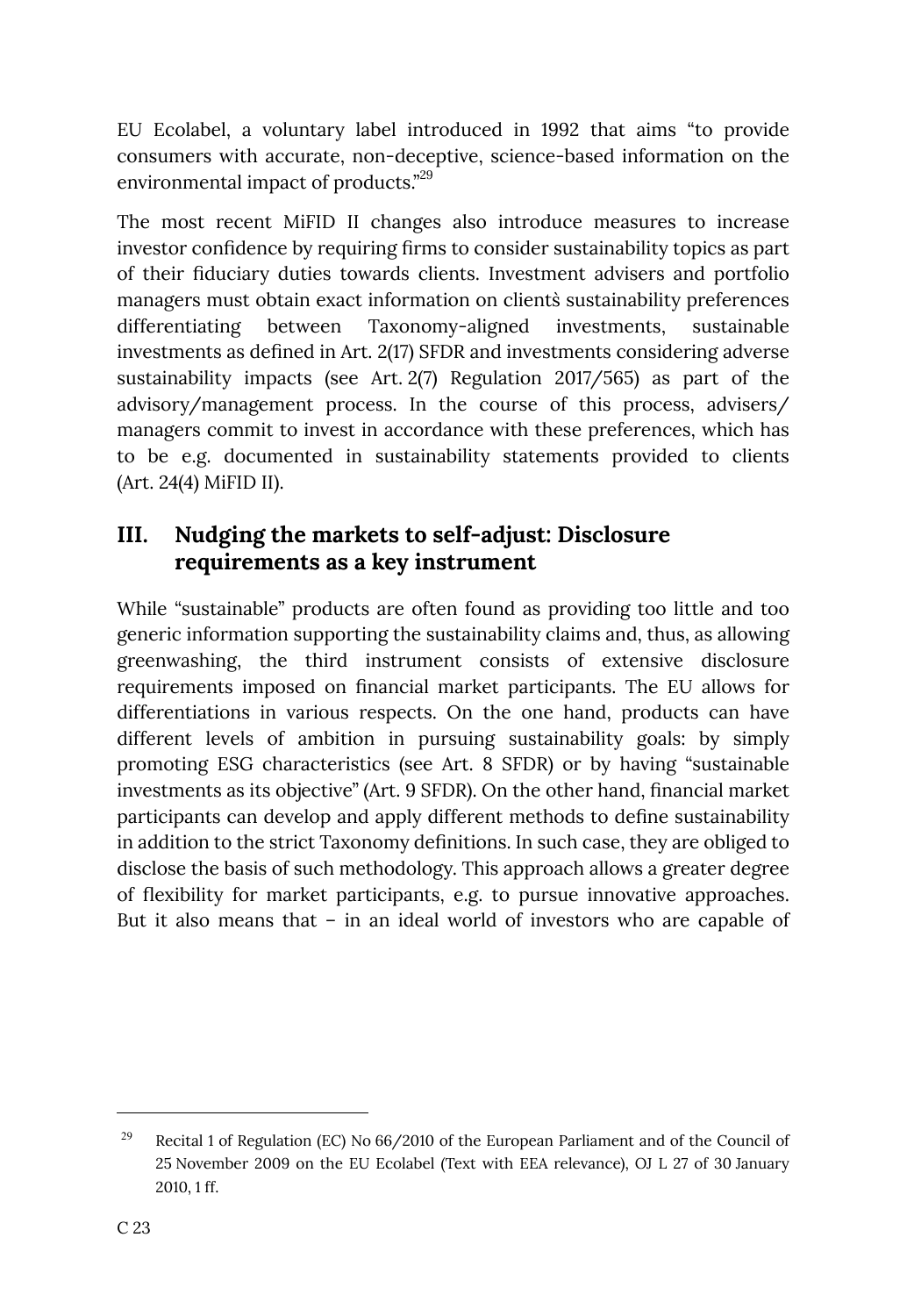EU Ecolabel, a voluntary label introduced in 1992 that aims "to provide consumers with accurate, non-deceptive, science-based information on the environmental impact of products."[29]

The most recent MiFID II changes also introduce measures to increase investor confidence by requiring firms to consider sustainability topics as part of their fiduciary duties towards clients. Investment advisers and portfolio managers must obtain exact information on clients̀ sustainability preferences differentiating between Taxonomy-aligned investments, sustainable investments as defined in Art. 2(17) SFDR and investments considering adverse sustainability impacts (see Art. 2(7) Regulation 2017/565) as part of the advisory/management process. In the course of this process, advisers/managers commit to invest in accordance with these preferences, which has to be e.g. documented in sustainability statements provided to clients (Art. 24(4) MiFID II).

## III. Nudging the markets to self-adjust: Disclosure requirements as a key instrument

While "sustainable" products are often found as providing too little and too generic information supporting the sustainability claims and, thus, as allowing greenwashing, the third instrument consists of extensive disclosure requirements imposed on financial market participants. The EU allows for differentiations in various respects. On the one hand, products can have different levels of ambition in pursuing sustainability goals: by simply promoting ESG characteristics (see Art. 8 SFDR) or by having "sustainable investments as its objective" (Art. 9 SFDR). On the other hand, financial market participants can develop and apply different methods to define sustainability in addition to the strict Taxonomy definitions. In such case, they are obliged to disclose the basis of such methodology. This approach allows a greater degree of flexibility for market participants, e.g. to pursue innovative approaches. But it also means that – in an ideal world of investors who are capable of

---

[29] Recital 1 of Regulation (EC) No 66/2010 of the European Parliament and of the Council of 25 November 2009 on the EU Ecolabel (Text with EEA relevance), OJ L 27 of 30 January 2010, 1 ff.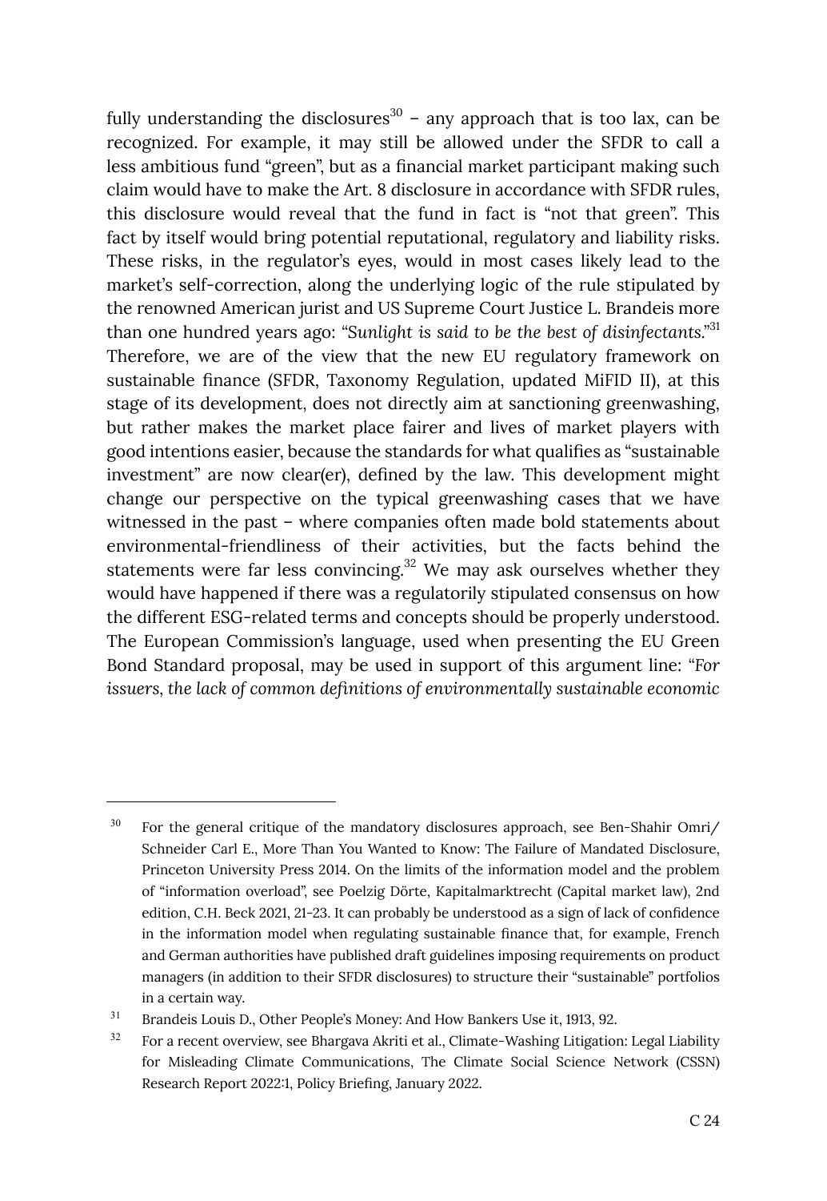fully understanding the disclosures[30] – any approach that is too lax, can be recognized. For example, it may still be allowed under the SFDR to call a less ambitious fund "green", but as a financial market participant making such claim would have to make the Art. 8 disclosure in accordance with SFDR rules, this disclosure would reveal that the fund in fact is "not that green". This fact by itself would bring potential reputational, regulatory and liability risks. These risks, in the regulator's eyes, would in most cases likely lead to the market's self-correction, along the underlying logic of the rule stipulated by the renowned American jurist and US Supreme Court Justice L. Brandeis more than one hundred years ago: "*Sunlight is said to be the best of disinfectants*."[31] Therefore, we are of the view that the new EU regulatory framework on sustainable finance (SFDR, Taxonomy Regulation, updated MiFID II), at this stage of its development, does not directly aim at sanctioning greenwashing, but rather makes the market place fairer and lives of market players with good intentions easier, because the standards for what qualifies as "sustainable investment" are now clear(er), defined by the law. This development might change our perspective on the typical greenwashing cases that we have witnessed in the past – where companies often made bold statements about environmental-friendliness of their activities, but the facts behind the statements were far less convincing.[32] We may ask ourselves whether they would have happened if there was a regulatorily stipulated consensus on how the different ESG-related terms and concepts should be properly understood. The European Commission's language, used when presenting the EU Green Bond Standard proposal, may be used in support of this argument line: "*For issuers, the lack of common definitions of environmentally sustainable economic*

---

[30] For the general critique of the mandatory disclosures approach, see Ben-Shahir Omri/ Schneider Carl E., More Than You Wanted to Know: The Failure of Mandated Disclosure, Princeton University Press 2014. On the limits of the information model and the problem of "information overload", see Poelzig Dörte, Kapitalmarktrecht (Capital market law), 2nd edition, C.H. Beck 2021, 21-23. It can probably be understood as a sign of lack of confidence in the information model when regulating sustainable finance that, for example, French and German authorities have published draft guidelines imposing requirements on product managers (in addition to their SFDR disclosures) to structure their "sustainable" portfolios in a certain way.

[31] Brandeis Louis D., Other People's Money: And How Bankers Use it, 1913, 92.

[32] For a recent overview, see Bhargava Akriti et al., Climate-Washing Litigation: Legal Liability for Misleading Climate Communications, The Climate Social Science Network (CSSN) Research Report 2022:1, Policy Briefing, January 2022.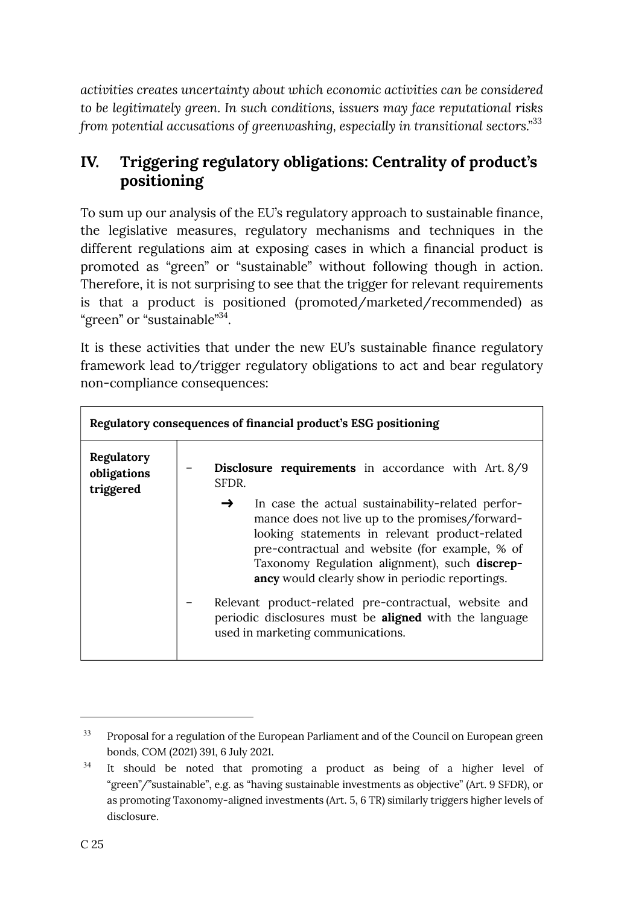*activities creates uncertainty about which economic activities can be considered to be legitimately green. In such conditions, issuers may face reputational risks from potential accusations of greenwashing, especially in transitional sectors.*"[33]

## IV. Triggering regulatory obligations: Centrality of product's positioning

To sum up our analysis of the EU's regulatory approach to sustainable finance, the legislative measures, regulatory mechanisms and techniques in the different regulations aim at exposing cases in which a financial product is promoted as "green" or "sustainable" without following though in action. Therefore, it is not surprising to see that the trigger for relevant requirements is that a product is positioned (promoted/marketed/recommended) as "green" or "sustainable"[34].

It is these activities that under the new EU's sustainable finance regulatory framework lead to/trigger regulatory obligations to act and bear regulatory non-compliance consequences:

| **Regulatory consequences of financial product's ESG positioning** | |
|---|---|
| **Regulatory obligations triggered** | – **Disclosure requirements** in accordance with Art. 8/9 SFDR.<br>➜ In case the actual sustainability-related performance does not live up to the promises/forward-looking statements in relevant product-related pre-contractual and website (for example, % of Taxonomy Regulation alignment), such **discrepancy** would clearly show in periodic reportings.<br>– Relevant product-related pre-contractual, website and periodic disclosures must be **aligned** with the language used in marketing communications. |

[33] Proposal for a regulation of the European Parliament and of the Council on European green bonds, COM (2021) 391, 6 July 2021.

[34] It should be noted that promoting a product as being of a higher level of "green"/"sustainable", e.g. as "having sustainable investments as objective" (Art. 9 SFDR), or as promoting Taxonomy-aligned investments (Art. 5, 6 TR) similarly triggers higher levels of disclosure.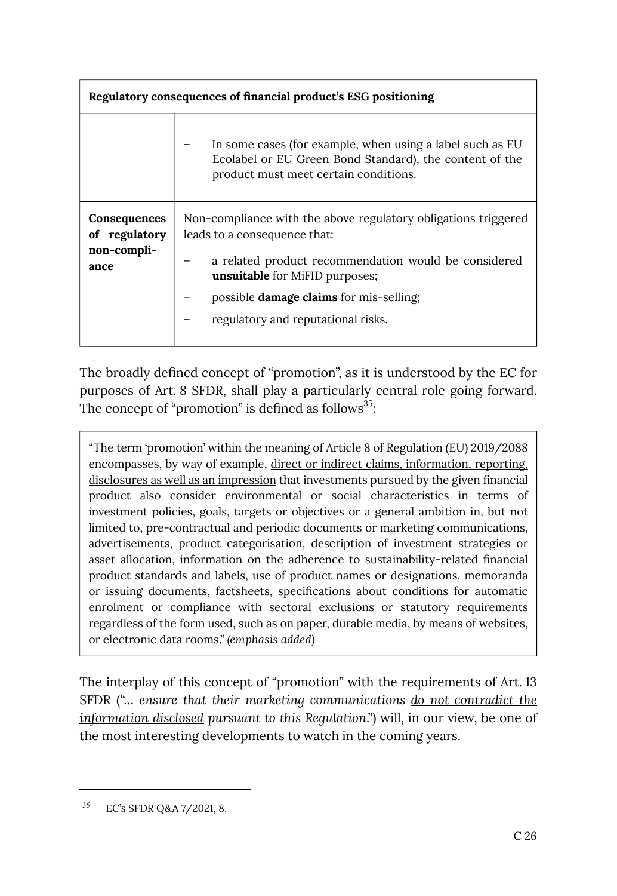| **Regulatory consequences of financial product's ESG positioning** | |
|---|---|
| | – In some cases (for example, when using a label such as EU Ecolabel or EU Green Bond Standard), the content of the product must meet certain conditions. |
| **Consequences of regulatory non-compliance** | Non-compliance with the above regulatory obligations triggered leads to a consequence that:<br>– a related product recommendation would be considered **unsuitable** for MiFID purposes;<br>– possible **damage claims** for mis-selling;<br>– regulatory and reputational risks. |

The broadly defined concept of "promotion", as it is understood by the EC for purposes of Art. 8 SFDR, shall play a particularly central role going forward. The concept of "promotion" is defined as follows[35]:

> "The term 'promotion' within the meaning of Article 8 of Regulation (EU) 2019/2088 encompasses, by way of example, <u>direct or indirect claims, information, reporting, disclosures as well as an impression</u> that investments pursued by the given financial product also consider environmental or social characteristics in terms of investment policies, goals, targets or objectives or a general ambition <u>in, but not limited to</u>, pre-contractual and periodic documents or marketing communications, advertisements, product categorisation, description of investment strategies or asset allocation, information on the adherence to sustainability-related financial product standards and labels, use of product names or designations, memoranda or issuing documents, factsheets, specifications about conditions for automatic enrolment or compliance with sectoral exclusions or statutory requirements regardless of the form used, such as on paper, durable media, by means of websites, or electronic data rooms." *(emphasis added)*

The interplay of this concept of "promotion" with the requirements of Art. 13 SFDR ("… *ensure that their marketing communications <u>do not contradict the information disclosed</u> pursuant to this Regulation.*") will, in our view, be one of the most interesting developments to watch in the coming years.

---

[35] EC's SFDR Q&A 7/2021, 8.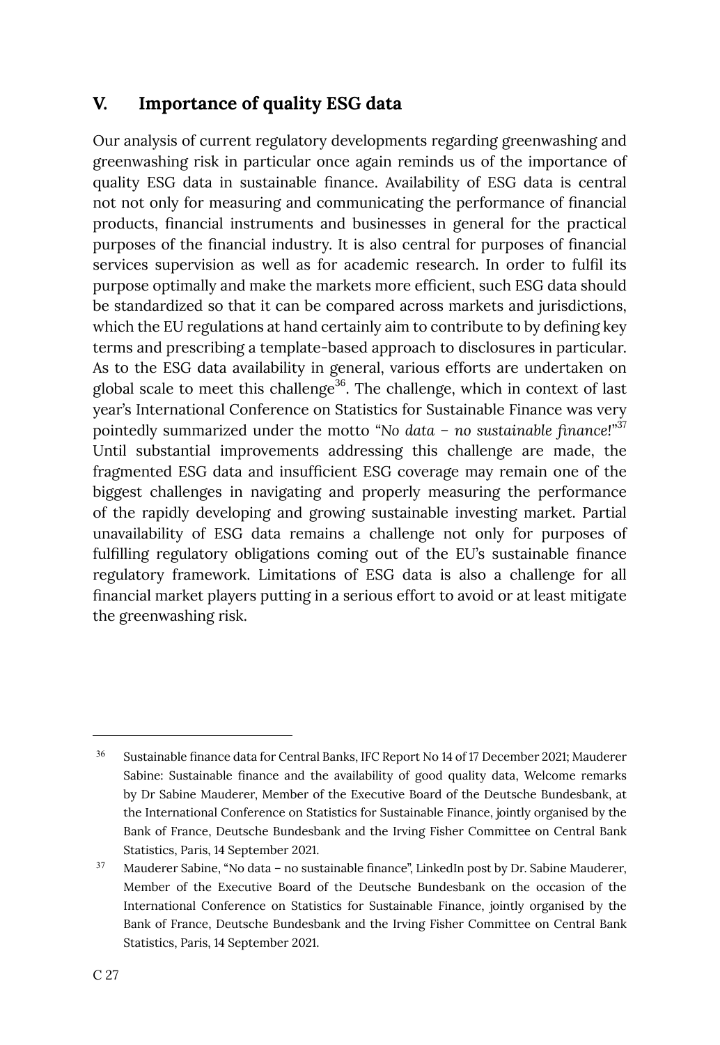## V. Importance of quality ESG data

Our analysis of current regulatory developments regarding greenwashing and greenwashing risk in particular once again reminds us of the importance of quality ESG data in sustainable finance. Availability of ESG data is central not not only for measuring and communicating the performance of financial products, financial instruments and businesses in general for the practical purposes of the financial industry. It is also central for purposes of financial services supervision as well as for academic research. In order to fulfil its purpose optimally and make the markets more efficient, such ESG data should be standardized so that it can be compared across markets and jurisdictions, which the EU regulations at hand certainly aim to contribute to by defining key terms and prescribing a template-based approach to disclosures in particular. As to the ESG data availability in general, various efforts are undertaken on global scale to meet this challenge[36]. The challenge, which in context of last year's International Conference on Statistics for Sustainable Finance was very pointedly summarized under the motto "*No data – no sustainable finance!*"[37] Until substantial improvements addressing this challenge are made, the fragmented ESG data and insufficient ESG coverage may remain one of the biggest challenges in navigating and properly measuring the performance of the rapidly developing and growing sustainable investing market. Partial unavailability of ESG data remains a challenge not only for purposes of fulfilling regulatory obligations coming out of the EU's sustainable finance regulatory framework. Limitations of ESG data is also a challenge for all financial market players putting in a serious effort to avoid or at least mitigate the greenwashing risk.

---

[36] Sustainable finance data for Central Banks, IFC Report No 14 of 17 December 2021; Mauderer Sabine: Sustainable finance and the availability of good quality data, Welcome remarks by Dr Sabine Mauderer, Member of the Executive Board of the Deutsche Bundesbank, at the International Conference on Statistics for Sustainable Finance, jointly organised by the Bank of France, Deutsche Bundesbank and the Irving Fisher Committee on Central Bank Statistics, Paris, 14 September 2021.

[37] Mauderer Sabine, "No data – no sustainable finance", LinkedIn post by Dr. Sabine Mauderer, Member of the Executive Board of the Deutsche Bundesbank on the occasion of the International Conference on Statistics for Sustainable Finance, jointly organised by the Bank of France, Deutsche Bundesbank and the Irving Fisher Committee on Central Bank Statistics, Paris, 14 September 2021.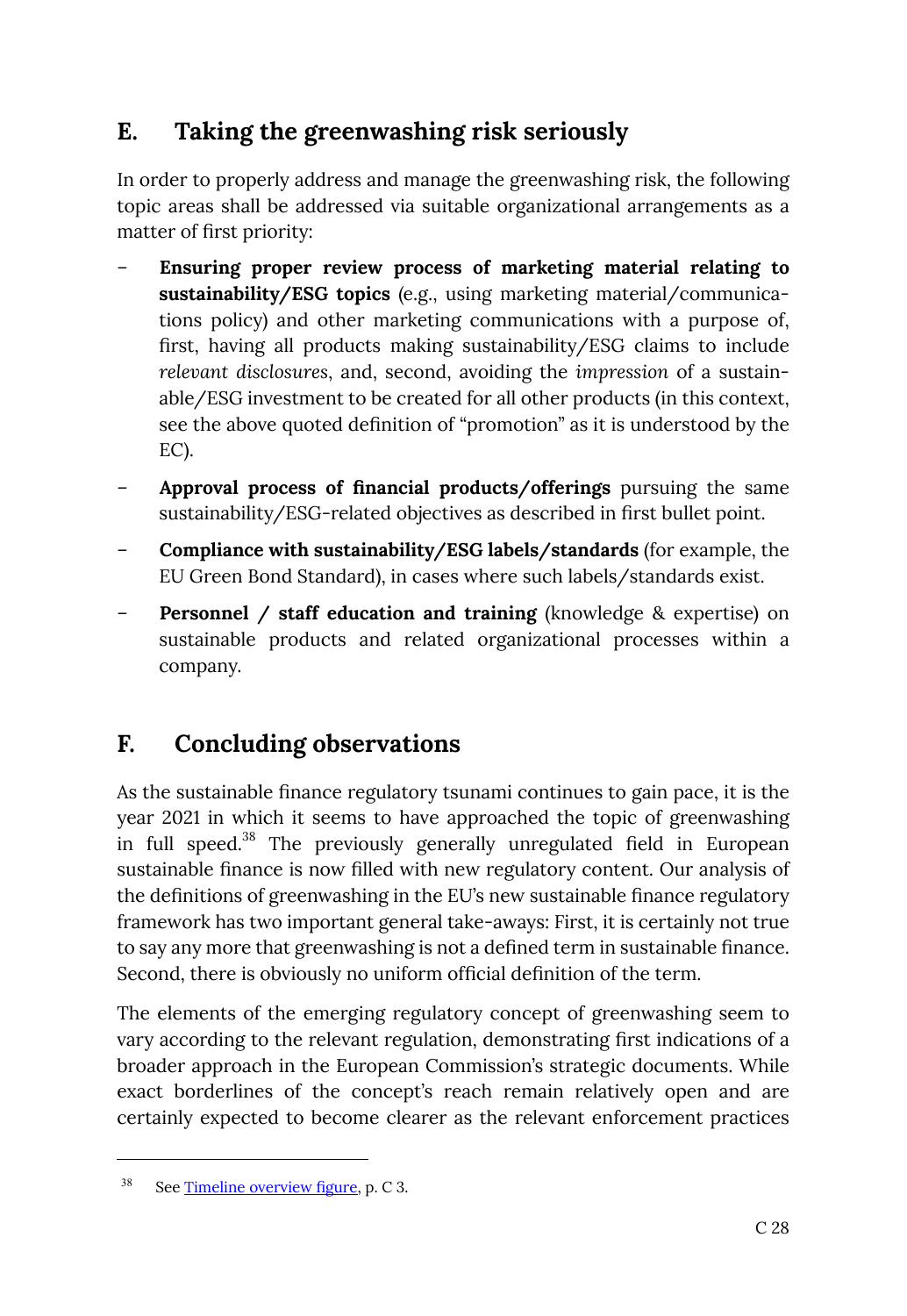## E. Taking the greenwashing risk seriously

In order to properly address and manage the greenwashing risk, the following topic areas shall be addressed via suitable organizational arrangements as a matter of first priority:

- **Ensuring proper review process of marketing material relating to sustainability/ESG topics** (e.g., using marketing material/communications policy) and other marketing communications with a purpose of, first, having all products making sustainability/ESG claims to include *relevant disclosures*, and, second, avoiding the *impression* of a sustainable/ESG investment to be created for all other products (in this context, see the above quoted definition of "promotion" as it is understood by the EC).
- **Approval process of financial products/offerings** pursuing the same sustainability/ESG-related objectives as described in first bullet point.
- **Compliance with sustainability/ESG labels/standards** (for example, the EU Green Bond Standard), in cases where such labels/standards exist.
- **Personnel / staff education and training** (knowledge & expertise) on sustainable products and related organizational processes within a company.

## F. Concluding observations

As the sustainable finance regulatory tsunami continues to gain pace, it is the year 2021 in which it seems to have approached the topic of greenwashing in full speed.[38] The previously generally unregulated field in European sustainable finance is now filled with new regulatory content. Our analysis of the definitions of greenwashing in the EU's new sustainable finance regulatory framework has two important general take-aways: First, it is certainly not true to say any more that greenwashing is not a defined term in sustainable finance. Second, there is obviously no uniform official definition of the term.

The elements of the emerging regulatory concept of greenwashing seem to vary according to the relevant regulation, demonstrating first indications of a broader approach in the European Commission's strategic documents. While exact borderlines of the concept's reach remain relatively open and are certainly expected to become clearer as the relevant enforcement practices

[38] See Timeline overview figure, p. C 3.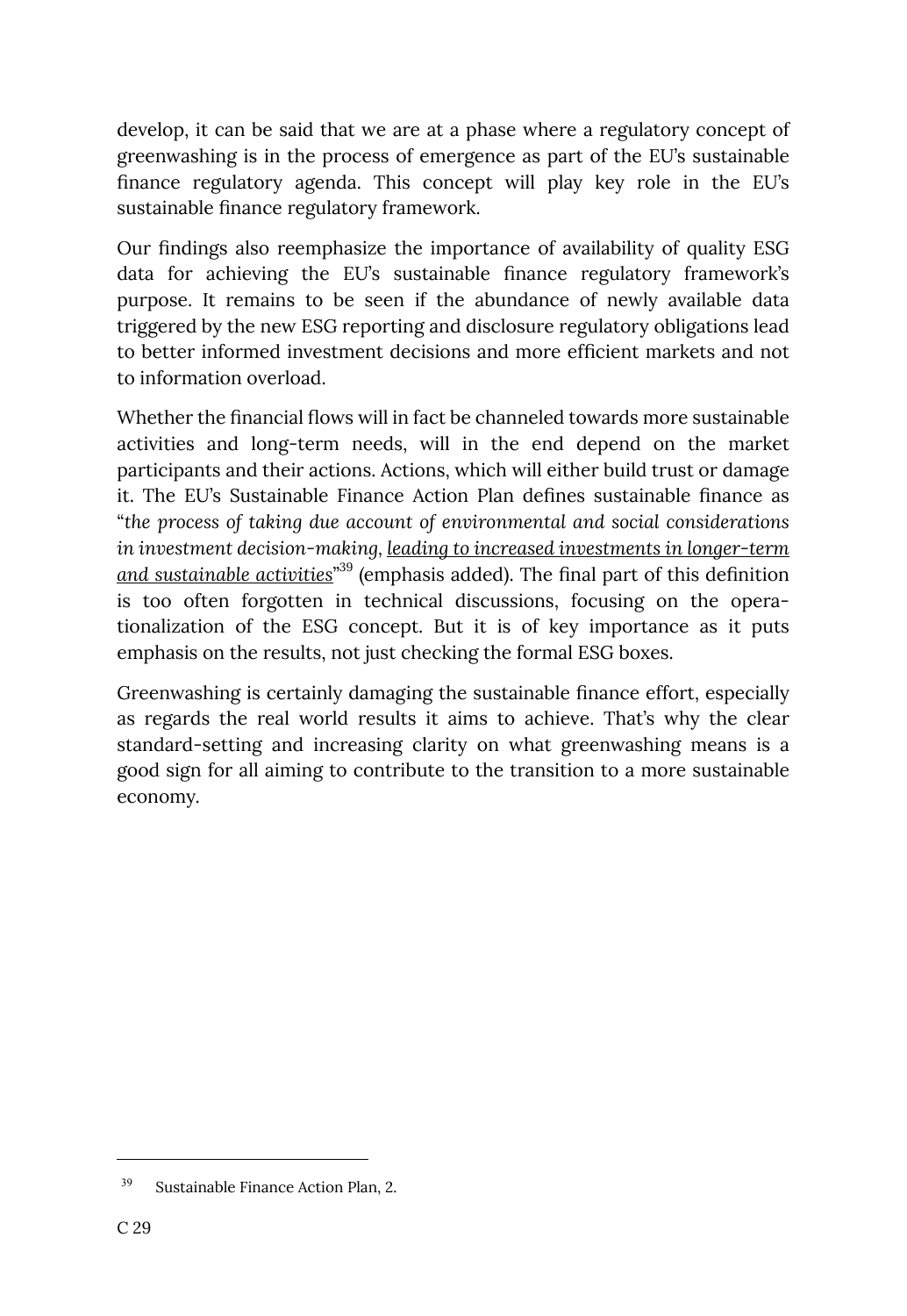develop, it can be said that we are at a phase where a regulatory concept of greenwashing is in the process of emergence as part of the EU's sustainable finance regulatory agenda. This concept will play key role in the EU's sustainable finance regulatory framework.

Our findings also reemphasize the importance of availability of quality ESG data for achieving the EU's sustainable finance regulatory framework's purpose. It remains to be seen if the abundance of newly available data triggered by the new ESG reporting and disclosure regulatory obligations lead to better informed investment decisions and more efficient markets and not to information overload.

Whether the financial flows will in fact be channeled towards more sustainable activities and long-term needs, will in the end depend on the market participants and their actions. Actions, which will either build trust or damage it. The EU's Sustainable Finance Action Plan defines sustainable finance as "*the process of taking due account of environmental and social considerations in investment decision-making, <u>leading to increased investments in longer-term and sustainable activities</u>*"[39] (emphasis added). The final part of this definition is too often forgotten in technical discussions, focusing on the operationalization of the ESG concept. But it is of key importance as it puts emphasis on the results, not just checking the formal ESG boxes.

Greenwashing is certainly damaging the sustainable finance effort, especially as regards the real world results it aims to achieve. That's why the clear standard-setting and increasing clarity on what greenwashing means is a good sign for all aiming to contribute to the transition to a more sustainable economy.

---

[39] Sustainable Finance Action Plan, 2.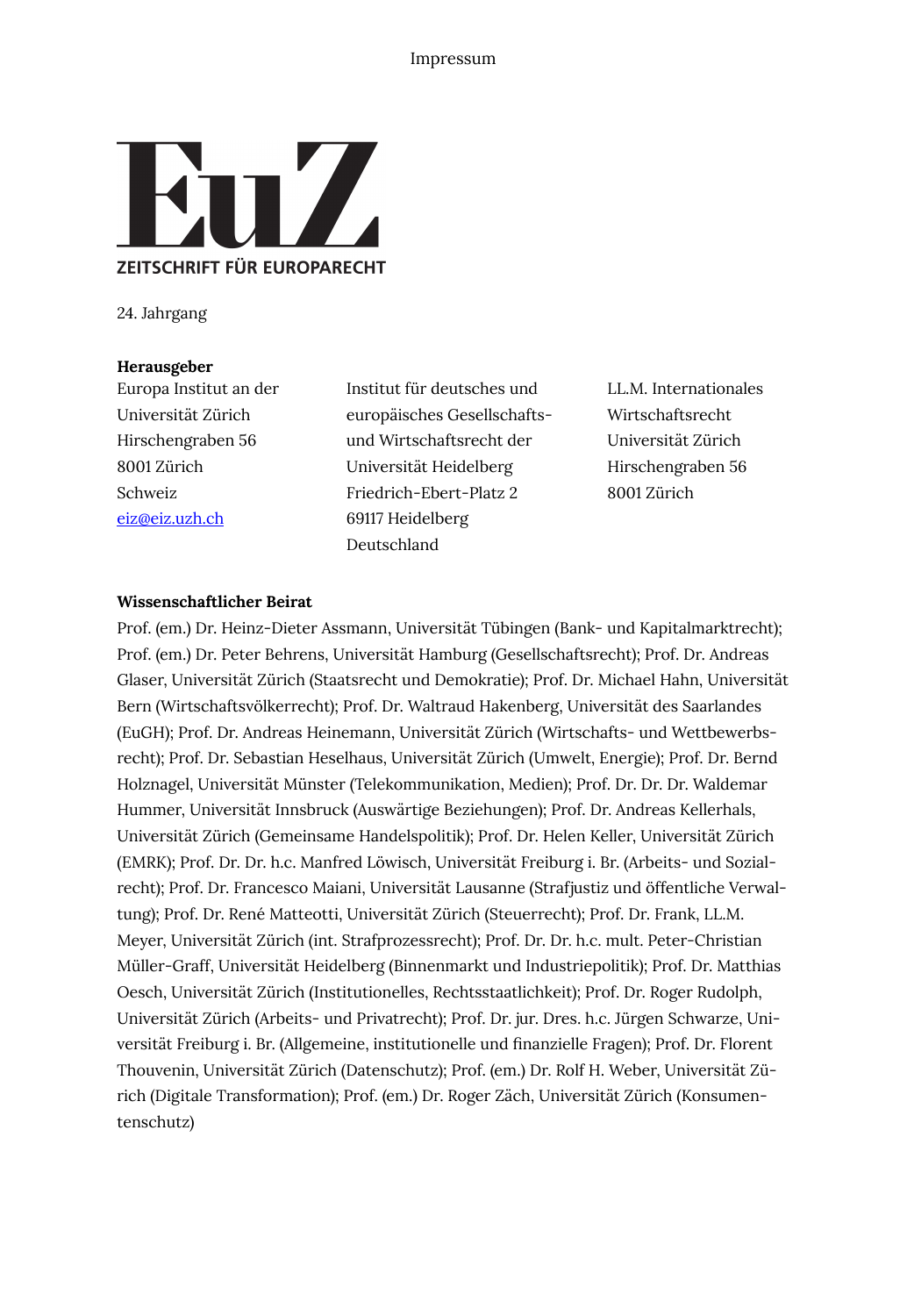# Impressum

**EuZ**

**ZEITSCHRIFT FÜR EUROPARECHT**

24. Jahrgang

**Herausgeber**

Europa Institut an der Universität Zürich
Hirschengraben 56
8001 Zürich
Schweiz
eiz@eiz.uzh.ch

Institut für deutsches und europäisches Gesellschafts- und Wirtschaftsrecht der Universität Heidelberg
Friedrich-Ebert-Platz 2
69117 Heidelberg
Deutschland

LL.M. Internationales Wirtschaftsrecht
Universität Zürich
Hirschengraben 56
8001 Zürich

**Wissenschaftlicher Beirat**

Prof. (em.) Dr. Heinz-Dieter Assmann, Universität Tübingen (Bank- und Kapitalmarktrecht); Prof. (em.) Dr. Peter Behrens, Universität Hamburg (Gesellschaftsrecht); Prof. Dr. Andreas Glaser, Universität Zürich (Staatsrecht und Demokratie); Prof. Dr. Michael Hahn, Universität Bern (Wirtschaftsvölkerrecht); Prof. Dr. Waltraud Hakenberg, Universität des Saarlandes (EuGH); Prof. Dr. Andreas Heinemann, Universität Zürich (Wirtschafts- und Wettbewerbsrecht); Prof. Dr. Sebastian Heselhaus, Universität Zürich (Umwelt, Energie); Prof. Dr. Bernd Holznagel, Universität Münster (Telekommunikation, Medien); Prof. Dr. Dr. Dr. Waldemar Hummer, Universität Innsbruck (Auswärtige Beziehungen); Prof. Dr. Andreas Kellerhals, Universität Zürich (Gemeinsame Handelspolitik); Prof. Dr. Helen Keller, Universität Zürich (EMRK); Prof. Dr. Dr. h.c. Manfred Löwisch, Universität Freiburg i. Br. (Arbeits- und Sozialrecht); Prof. Dr. Francesco Maiani, Universität Lausanne (Strafjustiz und öffentliche Verwaltung); Prof. Dr. René Matteotti, Universität Zürich (Steuerrecht); Prof. Dr. Frank, LL.M. Meyer, Universität Zürich (int. Strafprozessrecht); Prof. Dr. Dr. h.c. mult. Peter-Christian Müller-Graff, Universität Heidelberg (Binnenmarkt und Industriepolitik); Prof. Dr. Matthias Oesch, Universität Zürich (Institutionelles, Rechtsstaatlichkeit); Prof. Dr. Roger Rudolph, Universität Zürich (Arbeits- und Privatrecht); Prof. Dr. jur. Dres. h.c. Jürgen Schwarze, Universität Freiburg i. Br. (Allgemeine, institutionelle und finanzielle Fragen); Prof. Dr. Florent Thouvenin, Universität Zürich (Datenschutz); Prof. (em.) Dr. Rolf H. Weber, Universität Zürich (Digitale Transformation); Prof. (em.) Dr. Roger Zäch, Universität Zürich (Konsumentenschutz)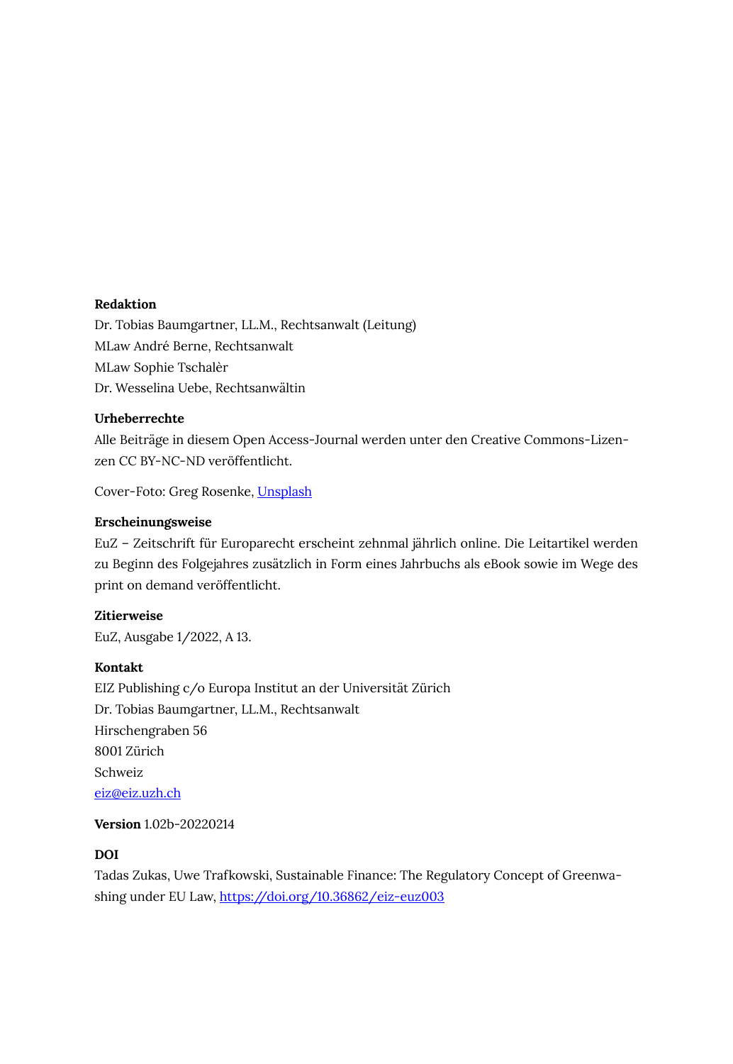**Redaktion**

Dr. Tobias Baumgartner, LL.M., Rechtsanwalt (Leitung)
MLaw André Berne, Rechtsanwalt
MLaw Sophie Tschalèr
Dr. Wesselina Uebe, Rechtsanwältin

**Urheberrechte**

Alle Beiträge in diesem Open Access-Journal werden unter den Creative Commons-Lizenzen CC BY-NC-ND veröffentlicht.

Cover-Foto: Greg Rosenke, [Unsplash](https://unsplash.com)

**Erscheinungsweise**

EuZ – Zeitschrift für Europarecht erscheint zehnmal jährlich online. Die Leitartikel werden zu Beginn des Folgejahres zusätzlich in Form eines Jahrbuchs als eBook sowie im Wege des print on demand veröffentlicht.

**Zitierweise**

EuZ, Ausgabe 1/2022, A 13.

**Kontakt**

EIZ Publishing c/o Europa Institut an der Universität Zürich
Dr. Tobias Baumgartner, LL.M., Rechtsanwalt
Hirschengraben 56
8001 Zürich
Schweiz
[eiz@eiz.uzh.ch](mailto:eiz@eiz.uzh.ch)

**Version** 1.02b-20220214

**DOI**

Tadas Zukas, Uwe Trafkowski, Sustainable Finance: The Regulatory Concept of Greenwashing under EU Law, [https://doi.org/10.36862/eiz-euz003](https://doi.org/10.36862/eiz-euz003)